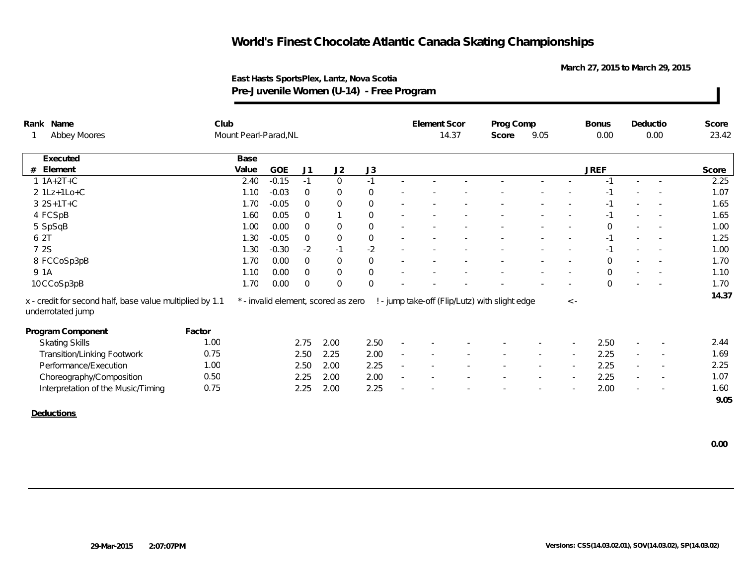# World's Finest Chocolate Atlantic Canada Skating Championships

March 27, 2015 to March 29, 2015

East Hasts SportsPlex, Lantz, Nova Scotia

**Pre-Juvenile Women (U-14) - Free Program**

| Rank | Name | Club | Element Scor | Prog Comp Score | Bonus | Deductio | Score |
|---|---|---|---|---|---|---|---|
| 1 | Abbey Moores | Mount Pearl-Parad,NL | 14.37 | 9.05 | 0.00 | 0.00 | 23.42 |

| # | Executed Element | Base Value | GOE | J1 | J2 | J3 | | | | | | | | | JREF | | | Score |
|---|---|---|---|---|---|---|---|---|---|---|---|---|---|---|---|---|---|---|
| 1 | 1A+2T+C | 2.40 | -0.15 | -1 | 0 | -1 | - | - | - | - | - | - | - | - | -1 | - | - | 2.25 |
| 2 | 1Lz+1Lo+C | 1.10 | -0.03 | 0 | 0 | 0 | - | - | - | - | - | - | - | - | -1 | - | - | 1.07 |
| 3 | 2S+1T+C | 1.70 | -0.05 | 0 | 0 | 0 | - | - | - | - | - | - | - | - | -1 | - | - | 1.65 |
| 4 | FCSpB | 1.60 | 0.05 | 0 | 1 | 0 | - | - | - | - | - | - | - | - | -1 | - | - | 1.65 |
| 5 | SpSqB | 1.00 | 0.00 | 0 | 0 | 0 | - | - | - | - | - | - | - | - | 0 | - | - | 1.00 |
| 6 | 2T | 1.30 | -0.05 | 0 | 0 | 0 | - | - | - | - | - | - | - | - | -1 | - | - | 1.25 |
| 7 | 2S | 1.30 | -0.30 | -2 | -1 | -2 | - | - | - | - | - | - | - | - | -1 | - | - | 1.00 |
| 8 | FCCoSp3pB | 1.70 | 0.00 | 0 | 0 | 0 | - | - | - | - | - | - | - | - | 0 | - | - | 1.70 |
| 9 | 1A | 1.10 | 0.00 | 0 | 0 | 0 | - | - | - | - | - | - | - | - | 0 | - | - | 1.10 |
| 10 | CCoSp3pB | 1.70 | 0.00 | 0 | 0 | 0 | - | - | - | - | - | - | - | - | 0 | - | - | 1.70 |
| | | | | | | | | | | | | | | | | | | 14.37 |

x - credit for second half, base value multiplied by 1.1 &nbsp;&nbsp; * - invalid element, scored as zero &nbsp;&nbsp; ! - jump take-off (Flip/Lutz) with slight edge &nbsp;&nbsp; < - underrotated jump

| Program Component | Factor | J1 | J2 | J3 | | | | | | | | | JREF | | | Score |
|---|---|---|---|---|---|---|---|---|---|---|---|---|---|---|---|---|
| Skating Skills | 1.00 | 2.75 | 2.00 | 2.50 | - | - | - | - | - | - | - | - | 2.50 | - | - | 2.44 |
| Transition/Linking Footwork | 0.75 | 2.50 | 2.25 | 2.00 | - | - | - | - | - | - | - | - | 2.25 | - | - | 1.69 |
| Performance/Execution | 1.00 | 2.50 | 2.00 | 2.25 | - | - | - | - | - | - | - | - | 2.25 | - | - | 2.25 |
| Choreography/Composition | 0.50 | 2.25 | 2.00 | 2.00 | - | - | - | - | - | - | - | - | 2.25 | - | - | 1.07 |
| Interpretation of the Music/Timing | 0.75 | 2.25 | 2.00 | 2.25 | - | - | - | - | - | - | - | - | 2.00 | - | - | 1.60 |
| | | | | | | | | | | | | | | | | 9.05 |

**Deductions**

0.00

29-Mar-2015 2:07:07PM

Versions: CSS(14.03.02.01), SOV(14.03.02), SP(14.03.02)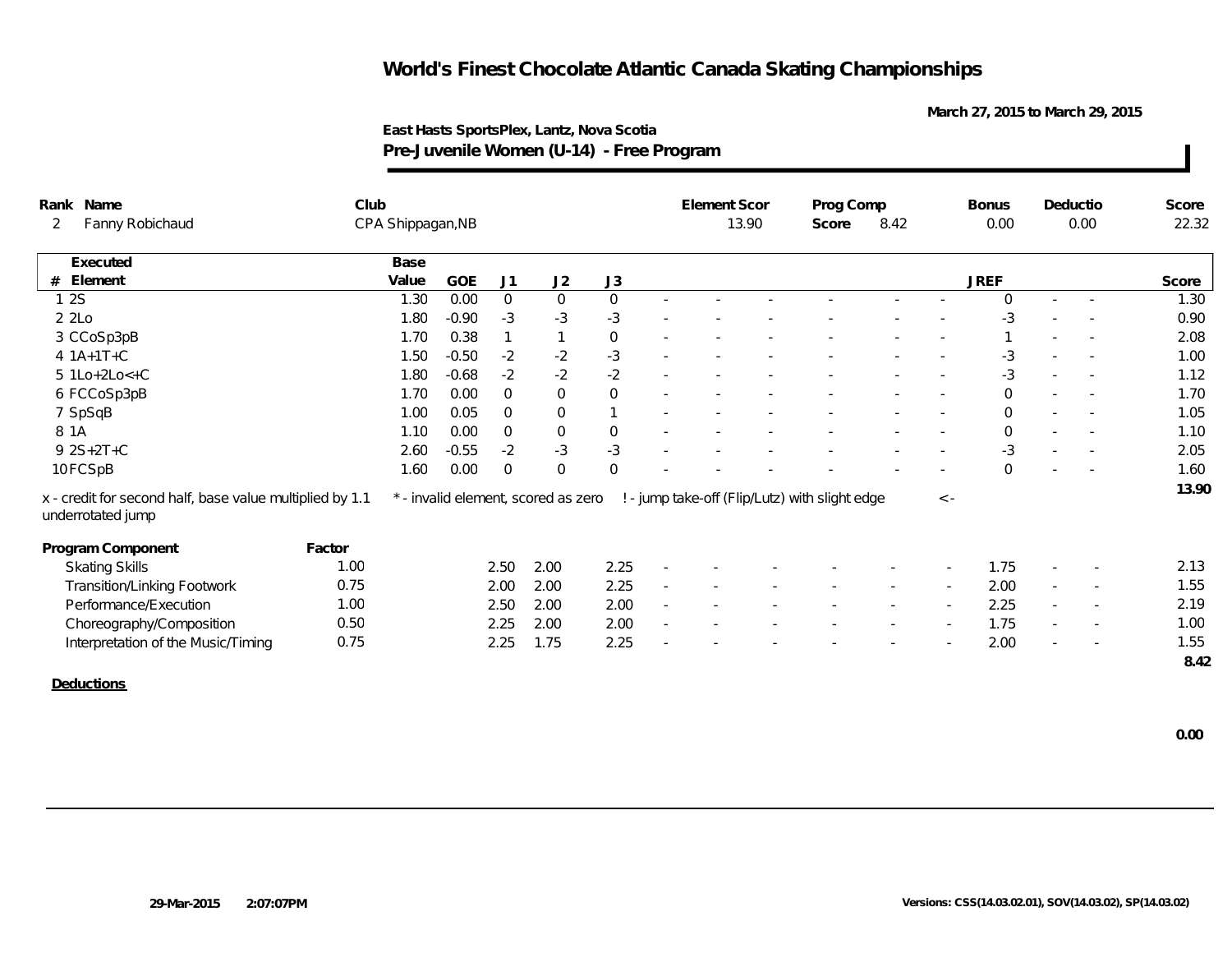# World's Finest Chocolate Atlantic Canada Skating Championships

March 27, 2015 to March 29, 2015

**East Hasts SportsPlex, Lantz, Nova Scotia**

**Pre-Juvenile Women (U-14) - Free Program**

| Rank | Name | Club | Element Scor | Prog Comp Score | Bonus | Deductio | Score |
|---|---|---|---|---|---|---|---|
| 2 | Fanny Robichaud | CPA Shippagan,NB | 13.90 | 8.42 | 0.00 | 0.00 | 22.32 |

| # | Executed Element | Base Value | GOE | J1 | J2 | J3 | | | | | | | | JREF | | | Score |
|---|---|---|---|---|---|---|---|---|---|---|---|---|---|---|---|---|---|
| 1 | 2S | 1.30 | 0.00 | 0 | 0 | 0 | - | - | - | - | - | - | - | 0 | - | - | 1.30 |
| 2 | 2Lo | 1.80 | -0.90 | -3 | -3 | -3 | - | - | - | - | - | - | - | -3 | - | - | 0.90 |
| 3 | CCoSp3pB | 1.70 | 0.38 | 1 | 1 | 0 | - | - | - | - | - | - | - | 1 | - | - | 2.08 |
| 4 | 1A+1T+C | 1.50 | -0.50 | -2 | -2 | -3 | - | - | - | - | - | - | - | -3 | - | - | 1.00 |
| 5 | 1Lo+2Lo<+C | 1.80 | -0.68 | -2 | -2 | -2 | - | - | - | - | - | - | - | -3 | - | - | 1.12 |
| 6 | FCCoSp3pB | 1.70 | 0.00 | 0 | 0 | 0 | - | - | - | - | - | - | - | 0 | - | - | 1.70 |
| 7 | SpSqB | 1.00 | 0.05 | 0 | 0 | 1 | - | - | - | - | - | - | - | 0 | - | - | 1.05 |
| 8 | 1A | 1.10 | 0.00 | 0 | 0 | 0 | - | - | - | - | - | - | - | 0 | - | - | 1.10 |
| 9 | 2S+2T+C | 2.60 | -0.55 | -2 | -3 | -3 | - | - | - | - | - | - | - | -3 | - | - | 2.05 |
| 10 | FCSpB | 1.60 | 0.00 | 0 | 0 | 0 | - | - | - | - | - | - | - | 0 | - | - | 1.60 |
| | | | | | | | | | | | | | | | | | 13.90 |

x - credit for second half, base value multiplied by 1.1 &nbsp;&nbsp; * - invalid element, scored as zero &nbsp;&nbsp; ! - jump take-off (Flip/Lutz) with slight edge &nbsp;&nbsp; < - underrotated jump

| Program Component | Factor | J1 | J2 | J3 | | | | | | | | JREF | | | Score |
|---|---|---|---|---|---|---|---|---|---|---|---|---|---|---|---|
| Skating Skills | 1.00 | 2.50 | 2.00 | 2.25 | - | - | - | - | - | - | - | 1.75 | - | - | 2.13 |
| Transition/Linking Footwork | 0.75 | 2.00 | 2.00 | 2.25 | - | - | - | - | - | - | - | 2.00 | - | - | 1.55 |
| Performance/Execution | 1.00 | 2.50 | 2.00 | 2.00 | - | - | - | - | - | - | - | 2.25 | - | - | 2.19 |
| Choreography/Composition | 0.50 | 2.25 | 2.00 | 2.00 | - | - | - | - | - | - | - | 1.75 | - | - | 1.00 |
| Interpretation of the Music/Timing | 0.75 | 2.25 | 1.75 | 2.25 | - | - | - | - | - | - | - | 2.00 | - | - | 1.55 |
| | | | | | | | | | | | | | | | 8.42 |

**Deductions**

0.00

29-Mar-2015 2:07:07PM

Versions: CSS(14.03.02.01), SOV(14.03.02), SP(14.03.02)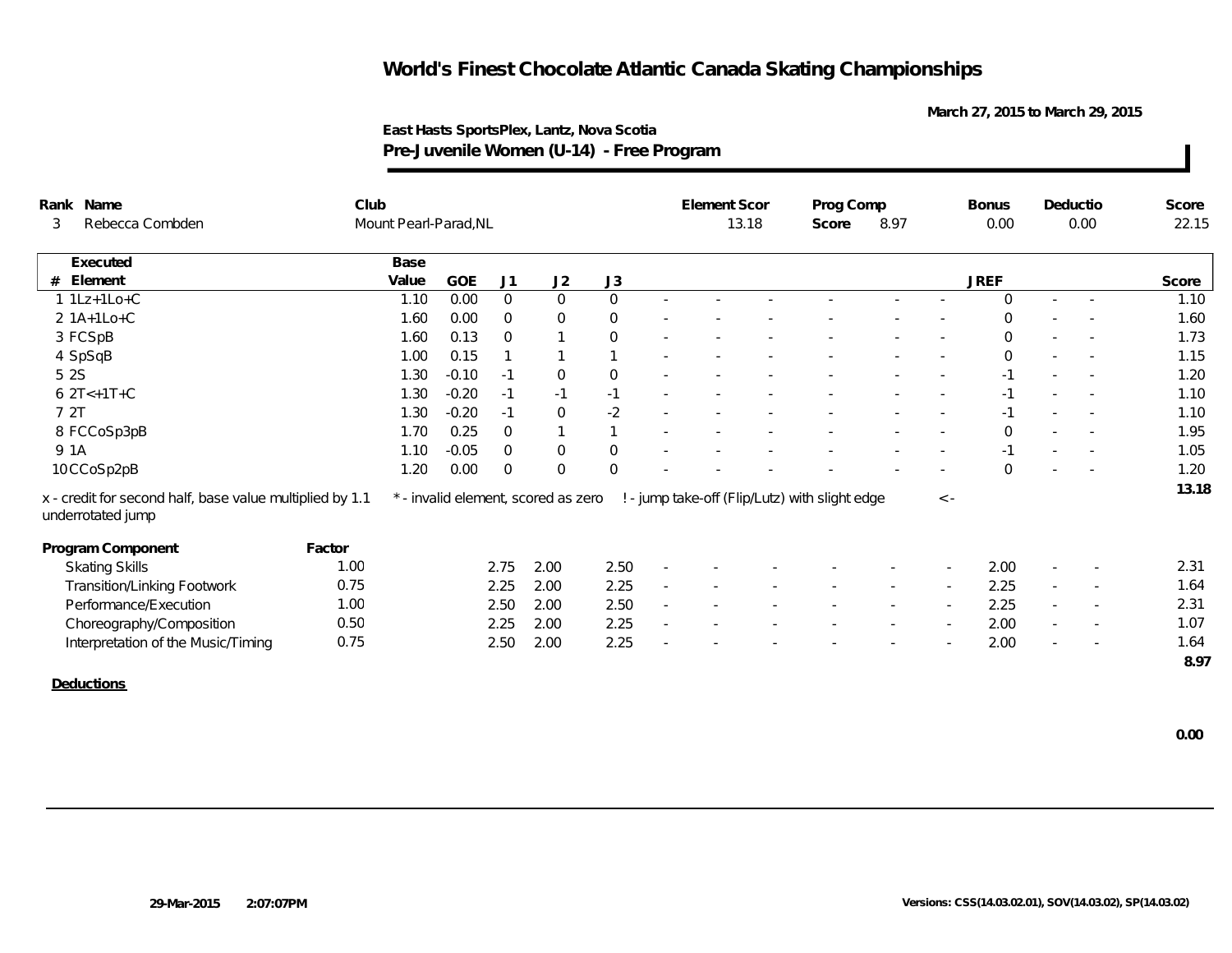# World's Finest Chocolate Atlantic Canada Skating Championships

March 27, 2015 to March 29, 2015

East Hasts SportsPlex, Lantz, Nova Scotia

**Pre-Juvenile Women (U-14) - Free Program**

| Rank | Name | Club | Element Scor | Prog Comp Score | Bonus | Deductio | Score |
|---|---|---|---|---|---|---|---|
| 3 | Rebecca Combden | Mount Pearl-Parad,NL | 13.18 | 8.97 | 0.00 | 0.00 | 22.15 |

| # | Executed Element | Base Value | GOE | J1 | J2 | J3 | | | | | | | | JREF | | | Score |
|---|---|---|---|---|---|---|---|---|---|---|---|---|---|---|---|---|---|
| 1 | 1Lz+1Lo+C | 1.10 | 0.00 | 0 | 0 | 0 | - | - | - | - | - | - | - | 0 | - | - | 1.10 |
| 2 | 1A+1Lo+C | 1.60 | 0.00 | 0 | 0 | 0 | - | - | - | - | - | - | - | 0 | - | - | 1.60 |
| 3 | FCSpB | 1.60 | 0.13 | 0 | 1 | 0 | - | - | - | - | - | - | - | 0 | - | - | 1.73 |
| 4 | SpSqB | 1.00 | 0.15 | 1 | 1 | 1 | - | - | - | - | - | - | - | 0 | - | - | 1.15 |
| 5 | 2S | 1.30 | -0.10 | -1 | 0 | 0 | - | - | - | - | - | - | - | -1 | - | - | 1.20 |
| 6 | 2T<+1T+C | 1.30 | -0.20 | -1 | -1 | -1 | - | - | - | - | - | - | - | -1 | - | - | 1.10 |
| 7 | 2T | 1.30 | -0.20 | -1 | 0 | -2 | - | - | - | - | - | - | - | -1 | - | - | 1.10 |
| 8 | FCCoSp3pB | 1.70 | 0.25 | 0 | 1 | 1 | - | - | - | - | - | - | - | 0 | - | - | 1.95 |
| 9 | 1A | 1.10 | -0.05 | 0 | 0 | 0 | - | - | - | - | - | - | - | -1 | - | - | 1.05 |
| 10 | CCoSp2pB | 1.20 | 0.00 | 0 | 0 | 0 | - | - | - | - | - | - | - | 0 | - | - | 1.20 |
| | | | | | | | | | | | | | | | | | 13.18 |

x - credit for second half, base value multiplied by 1.1 &nbsp; * - invalid element, scored as zero &nbsp; ! - jump take-off (Flip/Lutz) with slight edge &nbsp; <- underrotated jump

| Program Component | Factor | J1 | J2 | J3 | | | | | | | | JREF | | | Score |
|---|---|---|---|---|---|---|---|---|---|---|---|---|---|---|---|
| Skating Skills | 1.00 | 2.75 | 2.00 | 2.50 | - | - | - | - | - | - | - | 2.00 | - | - | 2.31 |
| Transition/Linking Footwork | 0.75 | 2.25 | 2.00 | 2.25 | - | - | - | - | - | - | - | 2.25 | - | - | 1.64 |
| Performance/Execution | 1.00 | 2.50 | 2.00 | 2.50 | - | - | - | - | - | - | - | 2.25 | - | - | 2.31 |
| Choreography/Composition | 0.50 | 2.25 | 2.00 | 2.25 | - | - | - | - | - | - | - | 2.00 | - | - | 1.07 |
| Interpretation of the Music/Timing | 0.75 | 2.50 | 2.00 | 2.25 | - | - | - | - | - | - | - | 2.00 | - | - | 1.64 |
| | | | | | | | | | | | | | | | 8.97 |

**Deductions**

0.00

29-Mar-2015 2:07:07PM

Versions: CSS(14.03.02.01), SOV(14.03.02), SP(14.03.02)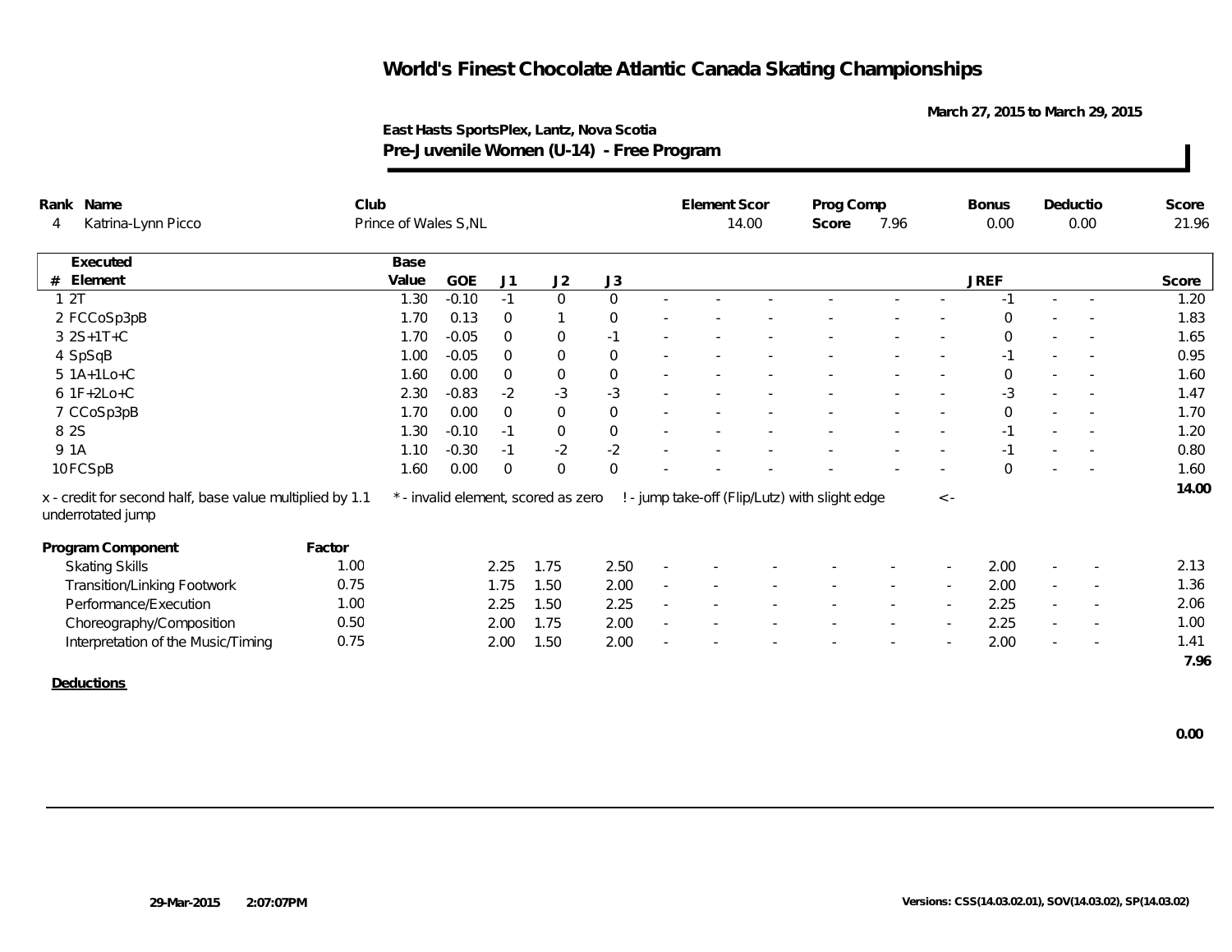# World's Finest Chocolate Atlantic Canada Skating Championships

March 27, 2015 to March 29, 2015

**East Hasts SportsPlex, Lantz, Nova Scotia**

**Pre-Juvenile Women (U-14) - Free Program**

| Rank | Name | Club | Element Scor | Prog Comp Score | Bonus | Deductio | Score |
|---|---|---|---|---|---|---|---|
| 4 | Katrina-Lynn Picco | Prince of Wales S,NL | 14.00 | 7.96 | 0.00 | 0.00 | 21.96 |

| # | Executed Element | Base Value | GOE | J1 | J2 | J3 | | | | | | | | JREF | | | Score |
|---|---|---|---|---|---|---|---|---|---|---|---|---|---|---|---|---|---|
| 1 | 2T | 1.30 | -0.10 | -1 | 0 | 0 | - | - | - | - | - | - | - | -1 | - | - | 1.20 |
| 2 | FCCoSp3pB | 1.70 | 0.13 | 0 | 1 | 0 | - | - | - | - | - | - | - | 0 | - | - | 1.83 |
| 3 | 2S+1T+C | 1.70 | -0.05 | 0 | 0 | -1 | - | - | - | - | - | - | - | 0 | - | - | 1.65 |
| 4 | SpSqB | 1.00 | -0.05 | 0 | 0 | 0 | - | - | - | - | - | - | - | -1 | - | - | 0.95 |
| 5 | 1A+1Lo+C | 1.60 | 0.00 | 0 | 0 | 0 | - | - | - | - | - | - | - | 0 | - | - | 1.60 |
| 6 | 1F+2Lo+C | 2.30 | -0.83 | -2 | -3 | -3 | - | - | - | - | - | - | - | -3 | - | - | 1.47 |
| 7 | CCoSp3pB | 1.70 | 0.00 | 0 | 0 | 0 | - | - | - | - | - | - | - | 0 | - | - | 1.70 |
| 8 | 2S | 1.30 | -0.10 | -1 | 0 | 0 | - | - | - | - | - | - | - | -1 | - | - | 1.20 |
| 9 | 1A | 1.10 | -0.30 | -1 | -2 | -2 | - | - | - | - | - | - | - | -1 | - | - | 0.80 |
| 10 | FCSpB | 1.60 | 0.00 | 0 | 0 | 0 | - | - | - | - | - | - | - | 0 | - | - | 1.60 |
| | | | | | | | | | | | | | | | | | 14.00 |

x - credit for second half, base value multiplied by 1.1 &nbsp;&nbsp; * - invalid element, scored as zero &nbsp;&nbsp; ! - jump take-off (Flip/Lutz) with slight edge &nbsp;&nbsp; < - underrotated jump

| Program Component | Factor | J1 | J2 | J3 | | | | | | | | JREF | | | Score |
|---|---|---|---|---|---|---|---|---|---|---|---|---|---|---|---|
| Skating Skills | 1.00 | 2.25 | 1.75 | 2.50 | - | - | - | - | - | - | - | 2.00 | - | - | 2.13 |
| Transition/Linking Footwork | 0.75 | 1.75 | 1.50 | 2.00 | - | - | - | - | - | - | - | 2.00 | - | - | 1.36 |
| Performance/Execution | 1.00 | 2.25 | 1.50 | 2.25 | - | - | - | - | - | - | - | 2.25 | - | - | 2.06 |
| Choreography/Composition | 0.50 | 2.00 | 1.75 | 2.00 | - | - | - | - | - | - | - | 2.25 | - | - | 1.00 |
| Interpretation of the Music/Timing | 0.75 | 2.00 | 1.50 | 2.00 | - | - | - | - | - | - | - | 2.00 | - | - | 1.41 |
| | | | | | | | | | | | | | | | 7.96 |

**Deductions**

0.00

29-Mar-2015 2:07:07PM

Versions: CSS(14.03.02.01), SOV(14.03.02), SP(14.03.02)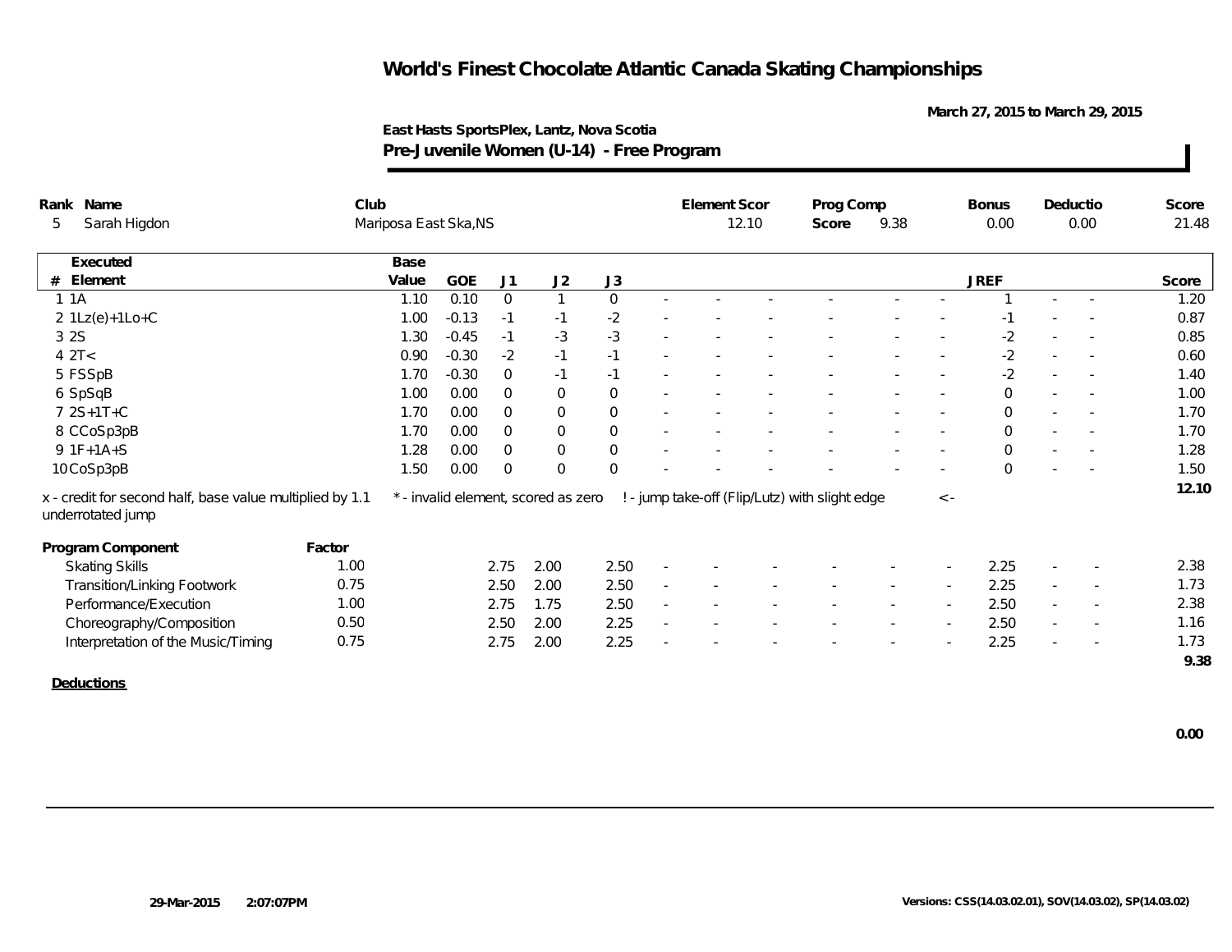# World's Finest Chocolate Atlantic Canada Skating Championships

March 27, 2015 to March 29, 2015

East Hasts SportsPlex, Lantz, Nova Scotia

**Pre-Juvenile Women (U-14) - Free Program**

| Rank | Name | Club | Element Scor | Prog Comp Score | Bonus | Deductio | Score |
|---|---|---|---|---|---|---|---|
| 5 | Sarah Higdon | Mariposa East Ska,NS | 12.10 | 9.38 | 0.00 | 0.00 | 21.48 |

| # | Executed Element | Base Value | GOE | J1 | J2 | J3 | | | | | | | JREF | | | Score |
|---|---|---|---|---|---|---|---|---|---|---|---|---|---|---|---|---|
| 1 | 1A | 1.10 | 0.10 | 0 | 1 | 0 | - | - | - | - | - | - | 1 | - | - | 1.20 |
| 2 | 1Lz(e)+1Lo+C | 1.00 | -0.13 | -1 | -1 | -2 | - | - | - | - | - | - | -1 | - | - | 0.87 |
| 3 | 2S | 1.30 | -0.45 | -1 | -3 | -3 | - | - | - | - | - | - | -2 | - | - | 0.85 |
| 4 | 2T< | 0.90 | -0.30 | -2 | -1 | -1 | - | - | - | - | - | - | -2 | - | - | 0.60 |
| 5 | FSSpB | 1.70 | -0.30 | 0 | -1 | -1 | - | - | - | - | - | - | -2 | - | - | 1.40 |
| 6 | SpSqB | 1.00 | 0.00 | 0 | 0 | 0 | - | - | - | - | - | - | 0 | - | - | 1.00 |
| 7 | 2S+1T+C | 1.70 | 0.00 | 0 | 0 | 0 | - | - | - | - | - | - | 0 | - | - | 1.70 |
| 8 | CCoSp3pB | 1.70 | 0.00 | 0 | 0 | 0 | - | - | - | - | - | - | 0 | - | - | 1.70 |
| 9 | 1F+1A+S | 1.28 | 0.00 | 0 | 0 | 0 | - | - | - | - | - | - | 0 | - | - | 1.28 |
| 10 | CoSp3pB | 1.50 | 0.00 | 0 | 0 | 0 | - | - | - | - | - | - | 0 | - | - | 1.50 |
| | | | | | | | | | | | | | | | | 12.10 |

x - credit for second half, base value multiplied by 1.1 &nbsp;&nbsp; * - invalid element, scored as zero &nbsp;&nbsp; ! - jump take-off (Flip/Lutz) with slight edge &nbsp;&nbsp; < - underrotated jump

| Program Component | Factor | J1 | J2 | J3 | | | | | | | JREF | | | Score |
|---|---|---|---|---|---|---|---|---|---|---|---|---|---|---|
| Skating Skills | 1.00 | 2.75 | 2.00 | 2.50 | - | - | - | - | - | - | 2.25 | - | - | 2.38 |
| Transition/Linking Footwork | 0.75 | 2.50 | 2.00 | 2.50 | - | - | - | - | - | - | 2.25 | - | - | 1.73 |
| Performance/Execution | 1.00 | 2.75 | 1.75 | 2.50 | - | - | - | - | - | - | 2.50 | - | - | 2.38 |
| Choreography/Composition | 0.50 | 2.50 | 2.00 | 2.25 | - | - | - | - | - | - | 2.50 | - | - | 1.16 |
| Interpretation of the Music/Timing | 0.75 | 2.75 | 2.00 | 2.25 | - | - | - | - | - | - | 2.25 | - | - | 1.73 |
| | | | | | | | | | | | | | | 9.38 |

**Deductions**

0.00

29-Mar-2015 2:07:07PM

Versions: CSS(14.03.02.01), SOV(14.03.02), SP(14.03.02)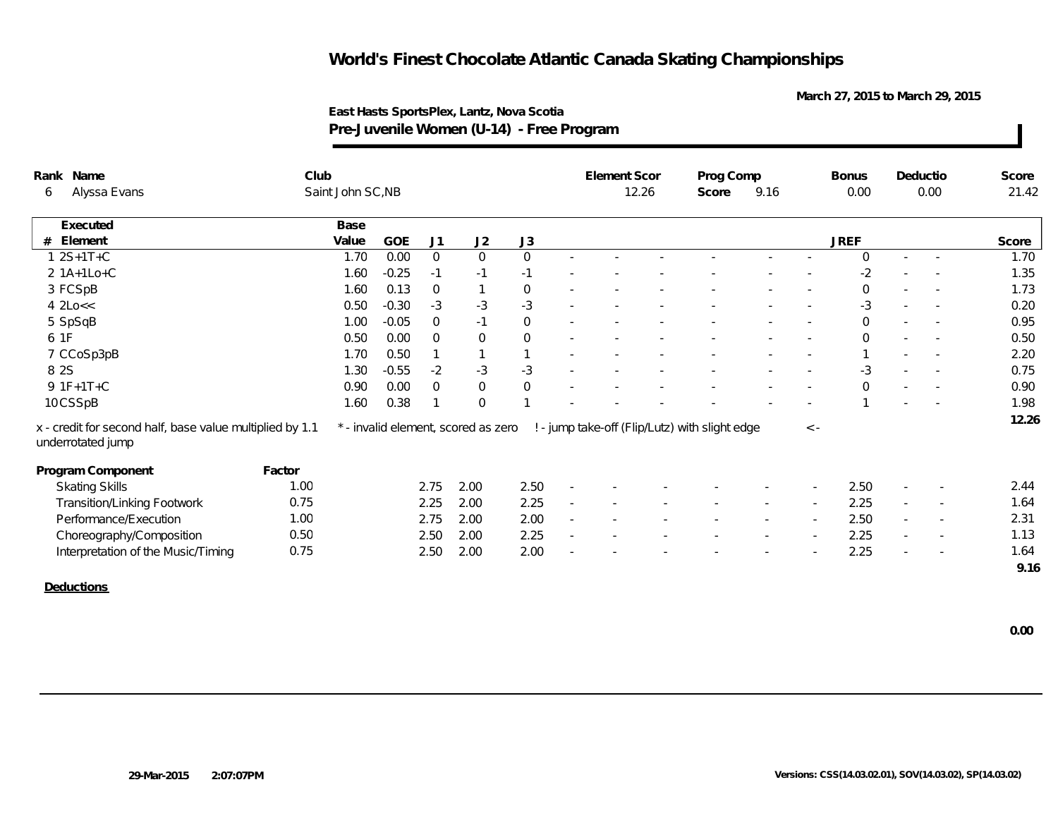# World's Finest Chocolate Atlantic Canada Skating Championships

March 27, 2015 to March 29, 2015

**East Hasts SportsPlex, Lantz, Nova Scotia**

**Pre-Juvenile Women (U-14) - Free Program**

| Rank | Name | Club | Element Scor | Prog Comp Score | Bonus | Deductio | Score |
|---|---|---|---|---|---|---|---|
| 6 | Alyssa Evans | Saint John SC,NB | 12.26 | 9.16 | 0.00 | 0.00 | 21.42 |

| # | Executed Element | Base Value | GOE | J1 | J2 | J3 | | | | | | | | JREF | | | Score |
|---|---|---|---|---|---|---|---|---|---|---|---|---|---|---|---|---|---|
| 1 | 2S+1T+C | 1.70 | 0.00 | 0 | 0 | 0 | - | - | - | - | - | - | - | 0 | - | - | 1.70 |
| 2 | 1A+1Lo+C | 1.60 | -0.25 | -1 | -1 | -1 | - | - | - | - | - | - | - | -2 | - | - | 1.35 |
| 3 | FCSpB | 1.60 | 0.13 | 0 | 1 | 0 | - | - | - | - | - | - | - | 0 | - | - | 1.73 |
| 4 | 2Lo<< | 0.50 | -0.30 | -3 | -3 | -3 | - | - | - | - | - | - | - | -3 | - | - | 0.20 |
| 5 | SpSqB | 1.00 | -0.05 | 0 | -1 | 0 | - | - | - | - | - | - | - | 0 | - | - | 0.95 |
| 6 | 1F | 0.50 | 0.00 | 0 | 0 | 0 | - | - | - | - | - | - | - | 0 | - | - | 0.50 |
| 7 | CCoSp3pB | 1.70 | 0.50 | 1 | 1 | 1 | - | - | - | - | - | - | - | 1 | - | - | 2.20 |
| 8 | 2S | 1.30 | -0.55 | -2 | -3 | -3 | - | - | - | - | - | - | - | -3 | - | - | 0.75 |
| 9 | 1F+1T+C | 0.90 | 0.00 | 0 | 0 | 0 | - | - | - | - | - | - | - | 0 | - | - | 0.90 |
| 10 | CSSpB | 1.60 | 0.38 | 1 | 0 | 1 | - | - | - | - | - | - | - | 1 | - | - | 1.98 |
| | | | | | | | | | | | | | | | | | 12.26 |

x - credit for second half, base value multiplied by 1.1 &nbsp;&nbsp; * - invalid element, scored as zero &nbsp;&nbsp; ! - jump take-off (Flip/Lutz) with slight edge &nbsp;&nbsp; < - underrotated jump

| Program Component | Factor | J1 | J2 | J3 | | | | | | | | JREF | | | Score |
|---|---|---|---|---|---|---|---|---|---|---|---|---|---|---|---|
| Skating Skills | 1.00 | 2.75 | 2.00 | 2.50 | - | - | - | - | - | - | - | 2.50 | - | - | 2.44 |
| Transition/Linking Footwork | 0.75 | 2.25 | 2.00 | 2.25 | - | - | - | - | - | - | - | 2.25 | - | - | 1.64 |
| Performance/Execution | 1.00 | 2.75 | 2.00 | 2.00 | - | - | - | - | - | - | - | 2.50 | - | - | 2.31 |
| Choreography/Composition | 0.50 | 2.50 | 2.00 | 2.25 | - | - | - | - | - | - | - | 2.25 | - | - | 1.13 |
| Interpretation of the Music/Timing | 0.75 | 2.50 | 2.00 | 2.00 | - | - | - | - | - | - | - | 2.25 | - | - | 1.64 |
| | | | | | | | | | | | | | | | 9.16 |

**Deductions**

0.00

29-Mar-2015 2:07:07PM

Versions: CSS(14.03.02.01), SOV(14.03.02), SP(14.03.02)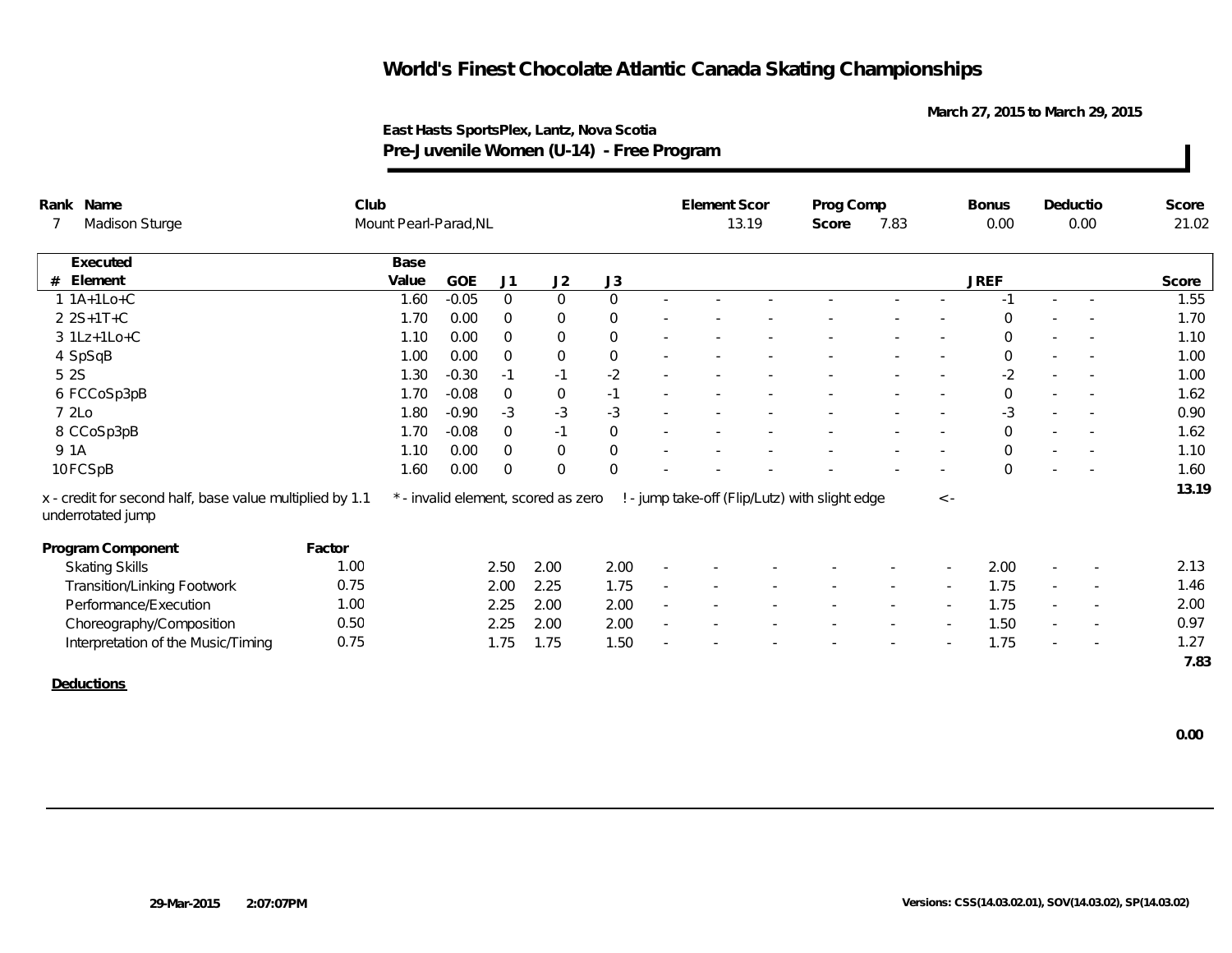# World's Finest Chocolate Atlantic Canada Skating Championships

March 27, 2015 to March 29, 2015

East Hasts SportsPlex, Lantz, Nova Scotia

**Pre-Juvenile Women (U-14) - Free Program**

| Rank | Name | Club | Element Scor | Prog Comp Score | Bonus | Deductio | Score |
|---|---|---|---|---|---|---|---|
| 7 | Madison Sturge | Mount Pearl-Parad,NL | 13.19 | 7.83 | 0.00 | 0.00 | 21.02 |

| # | Executed Element | Base Value | GOE | J1 | J2 | J3 | | | | | | | JREF | | | Score |
|---|---|---|---|---|---|---|---|---|---|---|---|---|---|---|---|---|
| 1 | 1A+1Lo+C | 1.60 | -0.05 | 0 | 0 | 0 | - | - | - | - | - | - | -1 | - | - | 1.55 |
| 2 | 2S+1T+C | 1.70 | 0.00 | 0 | 0 | 0 | - | - | - | - | - | - | 0 | - | - | 1.70 |
| 3 | 1Lz+1Lo+C | 1.10 | 0.00 | 0 | 0 | 0 | - | - | - | - | - | - | 0 | - | - | 1.10 |
| 4 | SpSqB | 1.00 | 0.00 | 0 | 0 | 0 | - | - | - | - | - | - | 0 | - | - | 1.00 |
| 5 | 2S | 1.30 | -0.30 | -1 | -1 | -2 | - | - | - | - | - | - | -2 | - | - | 1.00 |
| 6 | FCCoSp3pB | 1.70 | -0.08 | 0 | 0 | -1 | - | - | - | - | - | - | 0 | - | - | 1.62 |
| 7 | 2Lo | 1.80 | -0.90 | -3 | -3 | -3 | - | - | - | - | - | - | -3 | - | - | 0.90 |
| 8 | CCoSp3pB | 1.70 | -0.08 | 0 | -1 | 0 | - | - | - | - | - | - | 0 | - | - | 1.62 |
| 9 | 1A | 1.10 | 0.00 | 0 | 0 | 0 | - | - | - | - | - | - | 0 | - | - | 1.10 |
| 10 | FCSpB | 1.60 | 0.00 | 0 | 0 | 0 | - | - | - | - | - | - | 0 | - | - | 1.60 |
| | | | | | | | | | | | | | | | | 13.19 |

x - credit for second half, base value multiplied by 1.1 &nbsp; * - invalid element, scored as zero &nbsp; ! - jump take-off (Flip/Lutz) with slight edge &nbsp; <- underrotated jump

| Program Component | Factor | J1 | J2 | J3 | | | | | | | JREF | | | Score |
|---|---|---|---|---|---|---|---|---|---|---|---|---|---|---|
| Skating Skills | 1.00 | 2.50 | 2.00 | 2.00 | - | - | - | - | - | - | 2.00 | - | - | 2.13 |
| Transition/Linking Footwork | 0.75 | 2.00 | 2.25 | 1.75 | - | - | - | - | - | - | 1.75 | - | - | 1.46 |
| Performance/Execution | 1.00 | 2.25 | 2.00 | 2.00 | - | - | - | - | - | - | 1.75 | - | - | 2.00 |
| Choreography/Composition | 0.50 | 2.25 | 2.00 | 2.00 | - | - | - | - | - | - | 1.50 | - | - | 0.97 |
| Interpretation of the Music/Timing | 0.75 | 1.75 | 1.75 | 1.50 | - | - | - | - | - | - | 1.75 | - | - | 1.27 |
| | | | | | | | | | | | | | | 7.83 |

**Deductions**

0.00

29-Mar-2015 2:07:07PM

Versions: CSS(14.03.02.01), SOV(14.03.02), SP(14.03.02)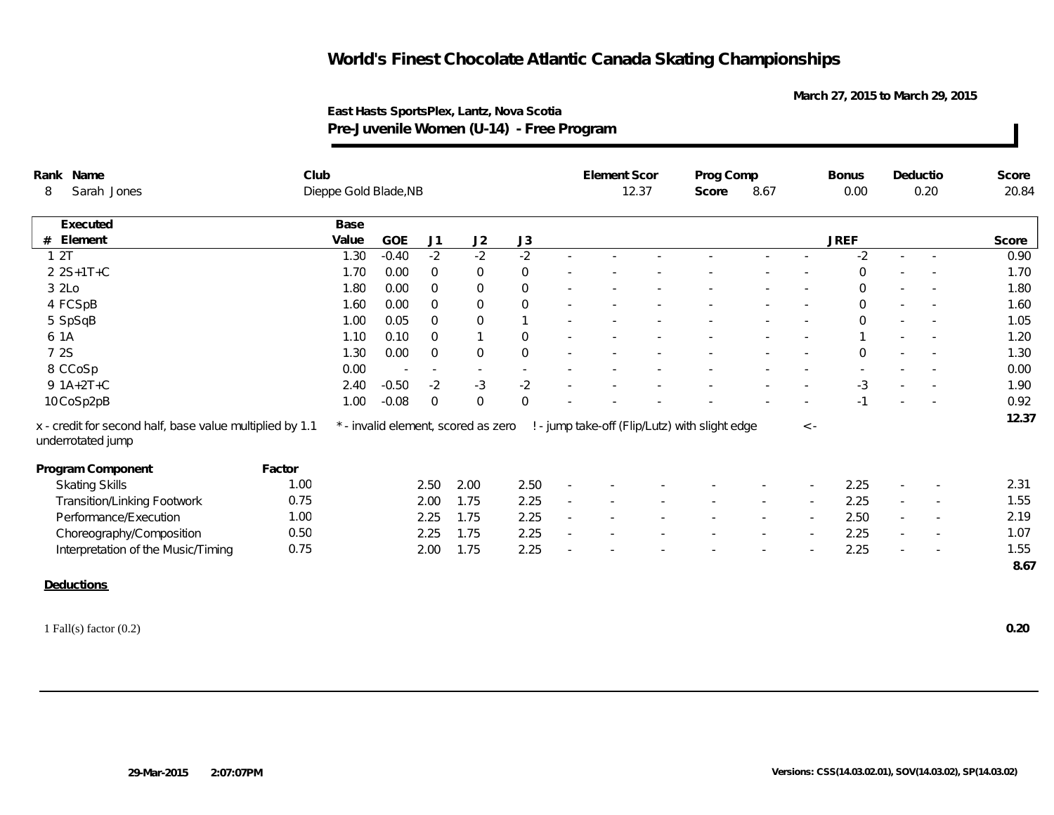# World's Finest Chocolate Atlantic Canada Skating Championships

March 27, 2015 to March 29, 2015

**East Hasts SportsPlex, Lantz, Nova Scotia**

**Pre-Juvenile Women (U-14) - Free Program**

| Rank | Name | Club | Element Scor | Prog Comp Score | Bonus | Deductio | Score |
|---|---|---|---|---|---|---|---|
| 8 | Sarah Jones | Dieppe Gold Blade,NB | 12.37 | 8.67 | 0.00 | 0.20 | 20.84 |

| # | Executed Element | Base Value | GOE | J1 | J2 | J3 | | | | | | | | JREF | | | Score |
|---|---|---|---|---|---|---|---|---|---|---|---|---|---|---|---|---|---|
| 1 | 2T | 1.30 | -0.40 | -2 | -2 | -2 | - | - | - | - | - | - | - | -2 | - | - | 0.90 |
| 2 | 2S+1T+C | 1.70 | 0.00 | 0 | 0 | 0 | - | - | - | - | - | - | - | 0 | - | - | 1.70 |
| 3 | 2Lo | 1.80 | 0.00 | 0 | 0 | 0 | - | - | - | - | - | - | - | 0 | - | - | 1.80 |
| 4 | FCSpB | 1.60 | 0.00 | 0 | 0 | 0 | - | - | - | - | - | - | - | 0 | - | - | 1.60 |
| 5 | SpSqB | 1.00 | 0.05 | 0 | 0 | 1 | - | - | - | - | - | - | - | 0 | - | - | 1.05 |
| 6 | 1A | 1.10 | 0.10 | 0 | 1 | 0 | - | - | - | - | - | - | - | 1 | - | - | 1.20 |
| 7 | 2S | 1.30 | 0.00 | 0 | 0 | 0 | - | - | - | - | - | - | - | 0 | - | - | 1.30 |
| 8 | CCoSp | 0.00 | - | - | - | - | - | - | - | - | - | - | - | - | - | - | 0.00 |
| 9 | 1A+2T+C | 2.40 | -0.50 | -2 | -3 | -2 | - | - | - | - | - | - | - | -3 | - | - | 1.90 |
| 10 | CoSp2pB | 1.00 | -0.08 | 0 | 0 | 0 | - | - | - | - | - | - | - | -1 | - | - | 0.92 |
| | | | | | | | | | | | | | | | | | 12.37 |

x - credit for second half, base value multiplied by 1.1 &nbsp;&nbsp; * - invalid element, scored as zero &nbsp;&nbsp; ! - jump take-off (Flip/Lutz) with slight edge &nbsp;&nbsp; <- underrotated jump

| Program Component | Factor | J1 | J2 | J3 | | | | | | | | JREF | | | Score |
|---|---|---|---|---|---|---|---|---|---|---|---|---|---|---|---|
| Skating Skills | 1.00 | 2.50 | 2.00 | 2.50 | - | - | - | - | - | - | - | 2.25 | - | - | 2.31 |
| Transition/Linking Footwork | 0.75 | 2.00 | 1.75 | 2.25 | - | - | - | - | - | - | - | 2.25 | - | - | 1.55 |
| Performance/Execution | 1.00 | 2.25 | 1.75 | 2.25 | - | - | - | - | - | - | - | 2.50 | - | - | 2.19 |
| Choreography/Composition | 0.50 | 2.25 | 1.75 | 2.25 | - | - | - | - | - | - | - | 2.25 | - | - | 1.07 |
| Interpretation of the Music/Timing | 0.75 | 2.00 | 1.75 | 2.25 | - | - | - | - | - | - | - | 2.25 | - | - | 1.55 |
| | | | | | | | | | | | | | | | 8.67 |

**Deductions**

1 Fall(s) factor (0.2) &nbsp;&nbsp; **0.20**

29-Mar-2015 2:07:07PM &nbsp;&nbsp; Versions: CSS(14.03.02.01), SOV(14.03.02), SP(14.03.02)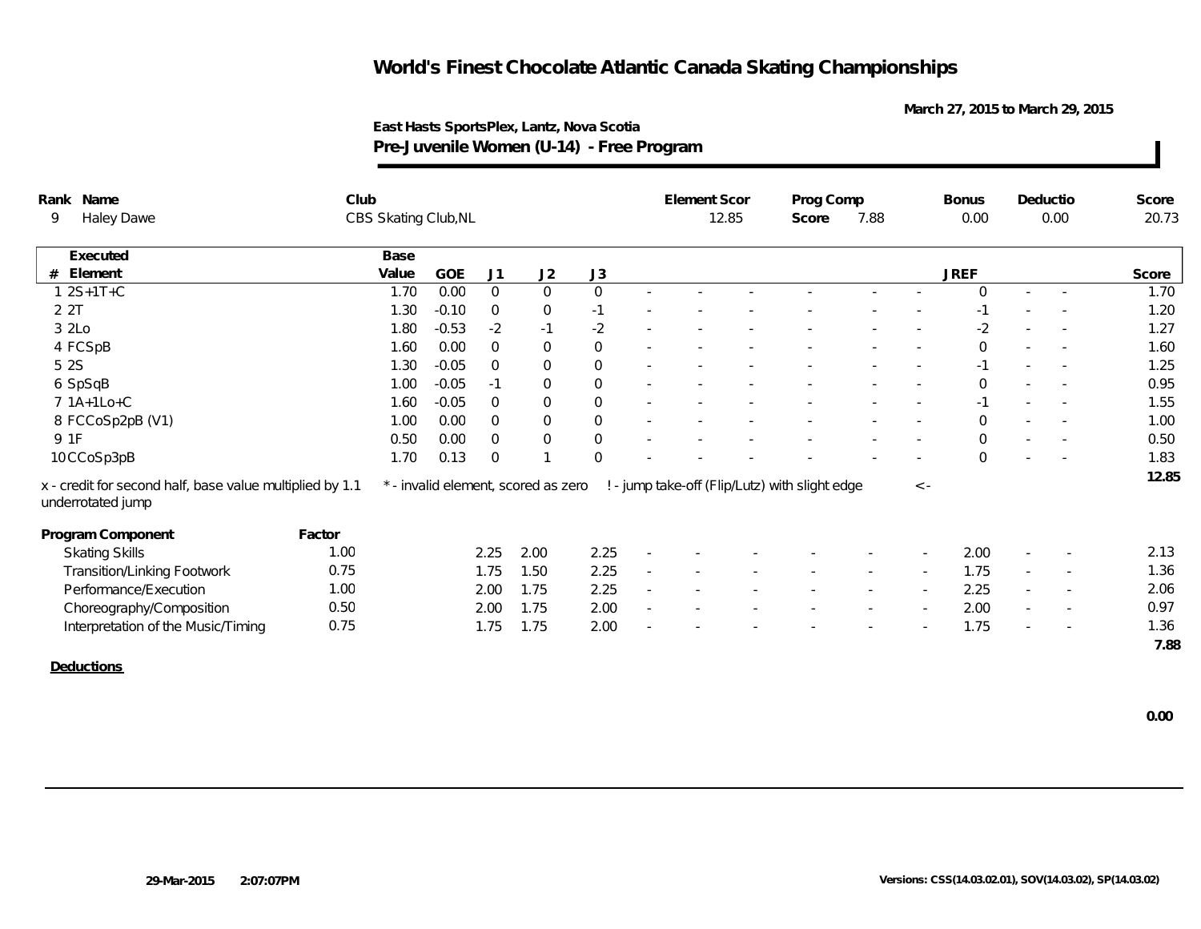# World's Finest Chocolate Atlantic Canada Skating Championships

March 27, 2015 to March 29, 2015

East Hasts SportsPlex, Lantz, Nova Scotia

**Pre-Juvenile Women (U-14) - Free Program**

| Rank | Name | Club | Element Scor | Prog Comp Score | Bonus | Deductio | Score |
|---|---|---|---|---|---|---|---|
| 9 | Haley Dawe | CBS Skating Club,NL | 12.85 | 7.88 | 0.00 | 0.00 | 20.73 |

| # | Executed Element | Base Value | GOE | J1 | J2 | J3 | | | | | | | | JREF | | | Score |
|---|---|---|---|---|---|---|---|---|---|---|---|---|---|---|---|---|---|
| 1 | 2S+1T+C | 1.70 | 0.00 | 0 | 0 | 0 | - | - | - | - | - | - | - | 0 | - | - | 1.70 |
| 2 | 2T | 1.30 | -0.10 | 0 | 0 | -1 | - | - | - | - | - | - | - | -1 | - | - | 1.20 |
| 3 | 2Lo | 1.80 | -0.53 | -2 | -1 | -2 | - | - | - | - | - | - | - | -2 | - | - | 1.27 |
| 4 | FCSpB | 1.60 | 0.00 | 0 | 0 | 0 | - | - | - | - | - | - | - | 0 | - | - | 1.60 |
| 5 | 2S | 1.30 | -0.05 | 0 | 0 | 0 | - | - | - | - | - | - | - | -1 | - | - | 1.25 |
| 6 | SpSqB | 1.00 | -0.05 | -1 | 0 | 0 | - | - | - | - | - | - | - | 0 | - | - | 0.95 |
| 7 | 1A+1Lo+C | 1.60 | -0.05 | 0 | 0 | 0 | - | - | - | - | - | - | - | -1 | - | - | 1.55 |
| 8 | FCCoSp2pB (V1) | 1.00 | 0.00 | 0 | 0 | 0 | - | - | - | - | - | - | - | 0 | - | - | 1.00 |
| 9 | 1F | 0.50 | 0.00 | 0 | 0 | 0 | - | - | - | - | - | - | - | 0 | - | - | 0.50 |
| 10 | CCoSp3pB | 1.70 | 0.13 | 0 | 1 | 0 | - | - | - | - | - | - | - | 0 | - | - | 1.83 |
| | | | | | | | | | | | | | | | | | 12.85 |

x - credit for second half, base value multiplied by 1.1 &nbsp;&nbsp; * - invalid element, scored as zero &nbsp;&nbsp; ! - jump take-off (Flip/Lutz) with slight edge &nbsp;&nbsp; <- underrotated jump

| Program Component | Factor | J1 | J2 | J3 | | | | | | | | JREF | | | Score |
|---|---|---|---|---|---|---|---|---|---|---|---|---|---|---|---|
| Skating Skills | 1.00 | 2.25 | 2.00 | 2.25 | - | - | - | - | - | - | - | 2.00 | - | - | 2.13 |
| Transition/Linking Footwork | 0.75 | 1.75 | 1.50 | 2.25 | - | - | - | - | - | - | - | 1.75 | - | - | 1.36 |
| Performance/Execution | 1.00 | 2.00 | 1.75 | 2.25 | - | - | - | - | - | - | - | 2.25 | - | - | 2.06 |
| Choreography/Composition | 0.50 | 2.00 | 1.75 | 2.00 | - | - | - | - | - | - | - | 2.00 | - | - | 0.97 |
| Interpretation of the Music/Timing | 0.75 | 1.75 | 1.75 | 2.00 | - | - | - | - | - | - | - | 1.75 | - | - | 1.36 |
| | | | | | | | | | | | | | | | 7.88 |

**Deductions**

**0.00**

29-Mar-2015 2:07:07PM

Versions: CSS(14.03.02.01), SOV(14.03.02), SP(14.03.02)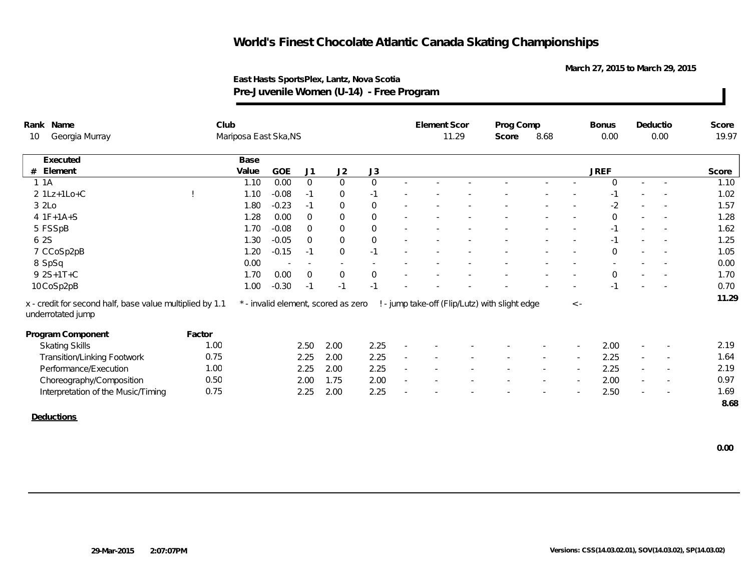# World's Finest Chocolate Atlantic Canada Skating Championships

March 27, 2015 to March 29, 2015

**East Hasts SportsPlex, Lantz, Nova Scotia**

**Pre-Juvenile Women (U-14) - Free Program**

| Rank | Name | Club | Element Scor | Prog Comp Score | Bonus | Deductio | Score |
|---|---|---|---|---|---|---|---|
| 10 | Georgia Murray | Mariposa East Ska,NS | 11.29 | 8.68 | 0.00 | 0.00 | 19.97 |

| # | Executed Element | | Base Value | GOE | J1 | J2 | J3 | | | | | | | | JREF | | | Score |
|---|---|---|---|---|---|---|---|---|---|---|---|---|---|---|---|---|---|---|
| 1 | 1A | | 1.10 | 0.00 | 0 | 0 | 0 | - | - | - | - | - | - | - | 0 | - | - | 1.10 |
| 2 | 1Lz+1Lo+C | ! | 1.10 | -0.08 | -1 | 0 | -1 | - | - | - | - | - | - | - | -1 | - | - | 1.02 |
| 3 | 2Lo | | 1.80 | -0.23 | -1 | 0 | 0 | - | - | - | - | - | - | - | -2 | - | - | 1.57 |
| 4 | 1F+1A+S | | 1.28 | 0.00 | 0 | 0 | 0 | - | - | - | - | - | - | - | 0 | - | - | 1.28 |
| 5 | FSSpB | | 1.70 | -0.08 | 0 | 0 | 0 | - | - | - | - | - | - | - | -1 | - | - | 1.62 |
| 6 | 2S | | 1.30 | -0.05 | 0 | 0 | 0 | - | - | - | - | - | - | - | -1 | - | - | 1.25 |
| 7 | CCoSp2pB | | 1.20 | -0.15 | -1 | 0 | -1 | - | - | - | - | - | - | - | 0 | - | - | 1.05 |
| 8 | SpSq | | 0.00 | - | - | - | - | - | - | - | - | - | - | - | - | - | - | 0.00 |
| 9 | 2S+1T+C | | 1.70 | 0.00 | 0 | 0 | 0 | - | - | - | - | - | - | - | 0 | - | - | 1.70 |
| 10 | CoSp2pB | | 1.00 | -0.30 | -1 | -1 | -1 | - | - | - | - | - | - | - | -1 | - | - | 0.70 |
| | | | | | | | | | | | | | | | | | | 11.29 |

x - credit for second half, base value multiplied by 1.1 &nbsp;&nbsp; * - invalid element, scored as zero &nbsp;&nbsp; ! - jump take-off (Flip/Lutz) with slight edge &nbsp;&nbsp; <- underrotated jump

| Program Component | Factor | J1 | J2 | J3 | | | | | | | | JREF | | | Score |
|---|---|---|---|---|---|---|---|---|---|---|---|---|---|---|---|
| Skating Skills | 1.00 | 2.50 | 2.00 | 2.25 | - | - | - | - | - | - | - | 2.00 | - | - | 2.19 |
| Transition/Linking Footwork | 0.75 | 2.25 | 2.00 | 2.25 | - | - | - | - | - | - | - | 2.25 | - | - | 1.64 |
| Performance/Execution | 1.00 | 2.25 | 2.00 | 2.25 | - | - | - | - | - | - | - | 2.25 | - | - | 2.19 |
| Choreography/Composition | 0.50 | 2.00 | 1.75 | 2.00 | - | - | - | - | - | - | - | 2.00 | - | - | 0.97 |
| Interpretation of the Music/Timing | 0.75 | 2.25 | 2.00 | 2.25 | - | - | - | - | - | - | - | 2.50 | - | - | 1.69 |
| | | | | | | | | | | | | | | | 8.68 |

**Deductions**

**0.00**

29-Mar-2015 2:07:07PM

Versions: CSS(14.03.02.01), SOV(14.03.02), SP(14.03.02)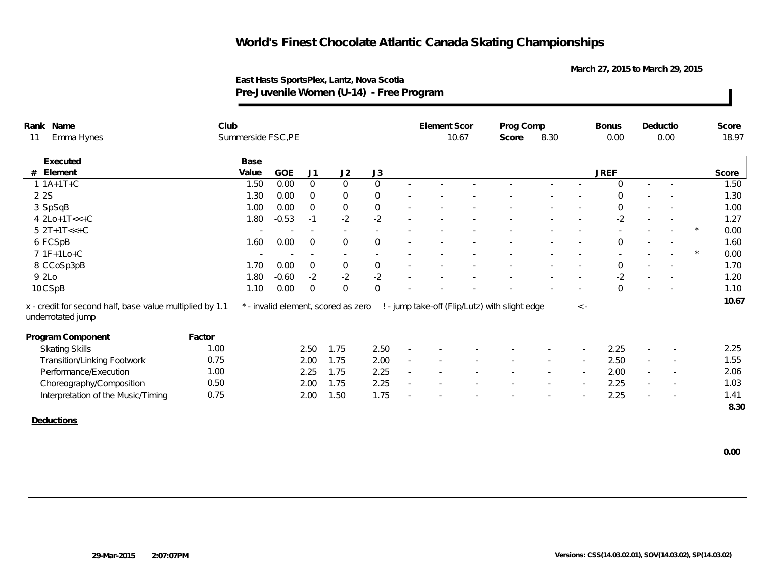# World's Finest Chocolate Atlantic Canada Skating Championships

March 27, 2015 to March 29, 2015

**East Hasts SportsPlex, Lantz, Nova Scotia**

**Pre-Juvenile Women (U-14) - Free Program**

| Rank | Name | Club | Element Scor | Prog Comp Score | Bonus | Deductio | Score |
|---|---|---|---|---|---|---|---|
| 11 | Emma Hynes | Summerside FSC,PE | 10.67 | 8.30 | 0.00 | 0.00 | 18.97 |

| # | Executed Element | Base Value | GOE | J1 | J2 | J3 | | | | | | | JREF | | | | Score |
|---|---|---|---|---|---|---|---|---|---|---|---|---|---|---|---|---|---|
| 1 | 1A+1T+C | 1.50 | 0.00 | 0 | 0 | 0 | - | - | - | - | - | - | 0 | - | - | | 1.50 |
| 2 | 2S | 1.30 | 0.00 | 0 | 0 | 0 | - | - | - | - | - | - | 0 | - | - | | 1.30 |
| 3 | SpSqB | 1.00 | 0.00 | 0 | 0 | 0 | - | - | - | - | - | - | 0 | - | - | | 1.00 |
| 4 | 2Lo+1T<<+C | 1.80 | -0.53 | -1 | -2 | -2 | - | - | - | - | - | - | -2 | - | - | | 1.27 |
| 5 | 2T+1T<<+C | - | - | - | - | - | - | - | - | - | - | - | - | - | - | * | 0.00 |
| 6 | FCSpB | 1.60 | 0.00 | 0 | 0 | 0 | - | - | - | - | - | - | 0 | - | - | | 1.60 |
| 7 | 1F+1Lo+C | - | - | - | - | - | - | - | - | - | - | - | - | - | - | * | 0.00 |
| 8 | CCoSp3pB | 1.70 | 0.00 | 0 | 0 | 0 | - | - | - | - | - | - | 0 | - | - | | 1.70 |
| 9 | 2Lo | 1.80 | -0.60 | -2 | -2 | -2 | - | - | - | - | - | - | -2 | - | - | | 1.20 |
| 10 | CSpB | 1.10 | 0.00 | 0 | 0 | 0 | - | - | - | - | - | - | 0 | - | - | | 1.10 |
| | | | | | | | | | | | | | | | | | 10.67 |

x - credit for second half, base value multiplied by 1.1    * - invalid element, scored as zero    ! - jump take-off (Flip/Lutz) with slight edge    <- underrotated jump

| Program Component | Factor | J1 | J2 | J3 | | | | | | | JREF | | | Score |
|---|---|---|---|---|---|---|---|---|---|---|---|---|---|---|
| Skating Skills | 1.00 | 2.50 | 1.75 | 2.50 | - | - | - | - | - | - | 2.25 | - | - | 2.25 |
| Transition/Linking Footwork | 0.75 | 2.00 | 1.75 | 2.00 | - | - | - | - | - | - | 2.50 | - | - | 1.55 |
| Performance/Execution | 1.00 | 2.25 | 1.75 | 2.25 | - | - | - | - | - | - | 2.00 | - | - | 2.06 |
| Choreography/Composition | 0.50 | 2.00 | 1.75 | 2.25 | - | - | - | - | - | - | 2.25 | - | - | 1.03 |
| Interpretation of the Music/Timing | 0.75 | 2.00 | 1.50 | 1.75 | - | - | - | - | - | - | 2.25 | - | - | 1.41 |
| | | | | | | | | | | | | | | 8.30 |

**Deductions**

0.00

29-Mar-2015 2:07:07PM

Versions: CSS(14.03.02.01), SOV(14.03.02), SP(14.03.02)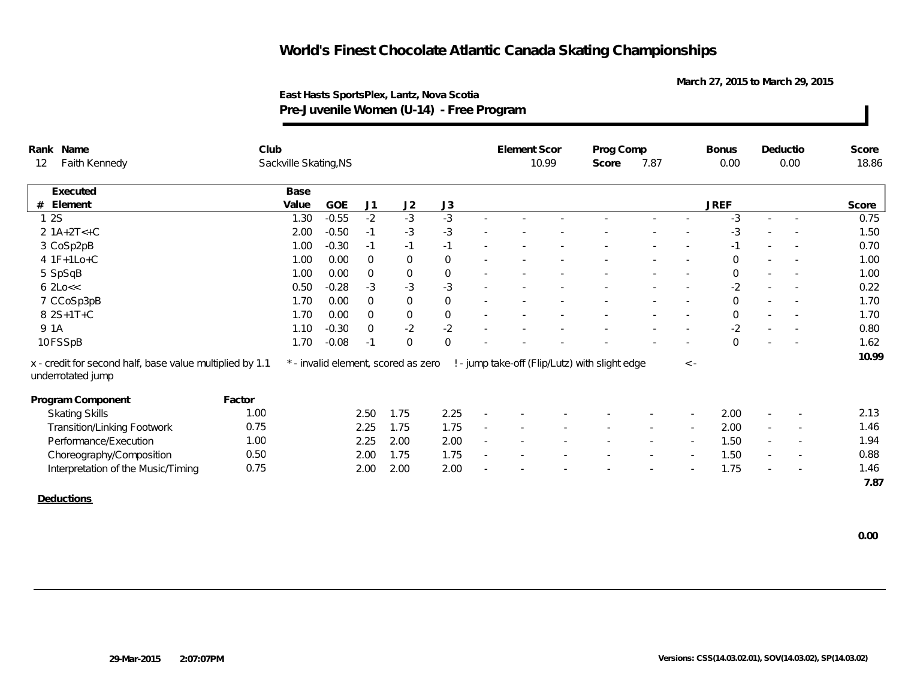# World's Finest Chocolate Atlantic Canada Skating Championships

March 27, 2015 to March 29, 2015

East Hasts SportsPlex, Lantz, Nova Scotia

**Pre-Juvenile Women (U-14) - Free Program**

| Rank | Name | Club | Element Scor | Prog Comp Score | Bonus | Deductio | Score |
|---|---|---|---|---|---|---|---|
| 12 | Faith Kennedy | Sackville Skating,NS | 10.99 | 7.87 | 0.00 | 0.00 | 18.86 |

| # | Executed Element | Base Value | GOE | J1 | J2 | J3 | | | | | | | JREF | | | Score |
|---|---|---|---|---|---|---|---|---|---|---|---|---|---|---|---|---|
| 1 | 2S | 1.30 | -0.55 | -2 | -3 | -3 | - | - | - | - | - | - | -3 | - | - | 0.75 |
| 2 | 1A+2T<+C | 2.00 | -0.50 | -1 | -3 | -3 | - | - | - | - | - | - | -3 | - | - | 1.50 |
| 3 | CoSp2pB | 1.00 | -0.30 | -1 | -1 | -1 | - | - | - | - | - | - | -1 | - | - | 0.70 |
| 4 | 1F+1Lo+C | 1.00 | 0.00 | 0 | 0 | 0 | - | - | - | - | - | - | 0 | - | - | 1.00 |
| 5 | SpSqB | 1.00 | 0.00 | 0 | 0 | 0 | - | - | - | - | - | - | 0 | - | - | 1.00 |
| 6 | 2Lo<< | 0.50 | -0.28 | -3 | -3 | -3 | - | - | - | - | - | - | -2 | - | - | 0.22 |
| 7 | CCoSp3pB | 1.70 | 0.00 | 0 | 0 | 0 | - | - | - | - | - | - | 0 | - | - | 1.70 |
| 8 | 2S+1T+C | 1.70 | 0.00 | 0 | 0 | 0 | - | - | - | - | - | - | 0 | - | - | 1.70 |
| 9 | 1A | 1.10 | -0.30 | 0 | -2 | -2 | - | - | - | - | - | - | -2 | - | - | 0.80 |
| 10 | FSSpB | 1.70 | -0.08 | -1 | 0 | 0 | - | - | - | - | - | - | 0 | - | - | 1.62 |
| | | | | | | | | | | | | | | | | 10.99 |

x - credit for second half, base value multiplied by 1.1 &nbsp;&nbsp; * - invalid element, scored as zero &nbsp;&nbsp; ! - jump take-off (Flip/Lutz) with slight edge &nbsp;&nbsp; < - underrotated jump

| Program Component | Factor | J1 | J2 | J3 | | | | | | | JREF | | | Score |
|---|---|---|---|---|---|---|---|---|---|---|---|---|---|---|
| Skating Skills | 1.00 | 2.50 | 1.75 | 2.25 | - | - | - | - | - | - | 2.00 | - | - | 2.13 |
| Transition/Linking Footwork | 0.75 | 2.25 | 1.75 | 1.75 | - | - | - | - | - | - | 2.00 | - | - | 1.46 |
| Performance/Execution | 1.00 | 2.25 | 2.00 | 2.00 | - | - | - | - | - | - | 1.50 | - | - | 1.94 |
| Choreography/Composition | 0.50 | 2.00 | 1.75 | 1.75 | - | - | - | - | - | - | 1.50 | - | - | 0.88 |
| Interpretation of the Music/Timing | 0.75 | 2.00 | 2.00 | 2.00 | - | - | - | - | - | - | 1.75 | - | - | 1.46 |
| | | | | | | | | | | | | | | 7.87 |

**Deductions**

0.00

29-Mar-2015 2:07:07PM

Versions: CSS(14.03.02.01), SOV(14.03.02), SP(14.03.02)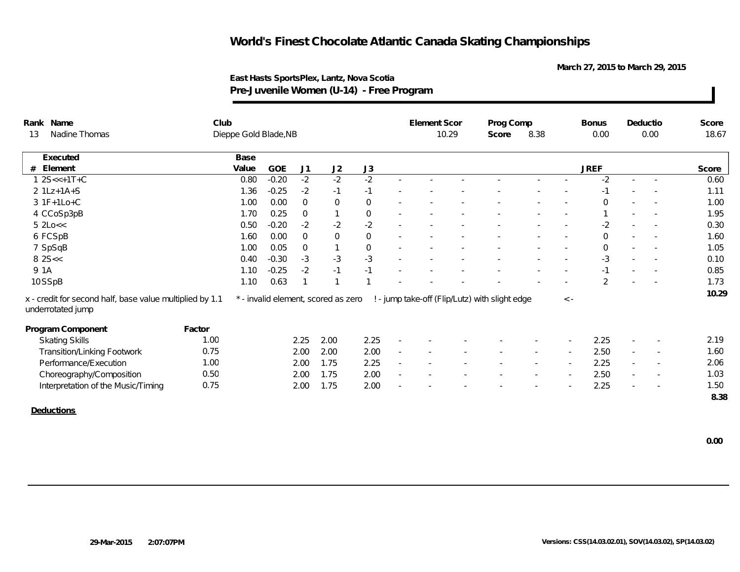# World's Finest Chocolate Atlantic Canada Skating Championships

March 27, 2015 to March 29, 2015

**East Hasts SportsPlex, Lantz, Nova Scotia**

**Pre-Juvenile Women (U-14) - Free Program**

| Rank | Name | Club | Element Scor | Prog Comp Score | Bonus | Deductio | Score |
|---|---|---|---|---|---|---|---|
| 13 | Nadine Thomas | Dieppe Gold Blade,NB | 10.29 | 8.38 | 0.00 | 0.00 | 18.67 |

| # | Executed Element | Base Value | GOE | J1 | J2 | J3 | | | | | | | | JREF | | | Score |
|---|---|---|---|---|---|---|---|---|---|---|---|---|---|---|---|---|---|
| 1 | 2S<<+1T+C | 0.80 | -0.20 | -2 | -2 | -2 | - | - | - | - | - | - | - | -2 | - | - | 0.60 |
| 2 | 1Lz+1A+S | 1.36 | -0.25 | -2 | -1 | -1 | - | - | - | - | - | - | - | -1 | - | - | 1.11 |
| 3 | 1F+1Lo+C | 1.00 | 0.00 | 0 | 0 | 0 | - | - | - | - | - | - | - | 0 | - | - | 1.00 |
| 4 | CCoSp3pB | 1.70 | 0.25 | 0 | 1 | 0 | - | - | - | - | - | - | - | 1 | - | - | 1.95 |
| 5 | 2Lo<< | 0.50 | -0.20 | -2 | -2 | -2 | - | - | - | - | - | - | - | -2 | - | - | 0.30 |
| 6 | FCSpB | 1.60 | 0.00 | 0 | 0 | 0 | - | - | - | - | - | - | - | 0 | - | - | 1.60 |
| 7 | SpSqB | 1.00 | 0.05 | 0 | 1 | 0 | - | - | - | - | - | - | - | 0 | - | - | 1.05 |
| 8 | 2S<< | 0.40 | -0.30 | -3 | -3 | -3 | - | - | - | - | - | - | - | -3 | - | - | 0.10 |
| 9 | 1A | 1.10 | -0.25 | -2 | -1 | -1 | - | - | - | - | - | - | - | -1 | - | - | 0.85 |
| 10 | SSpB | 1.10 | 0.63 | 1 | 1 | 1 | - | - | - | - | - | - | - | 2 | - | - | 1.73 |
| | | | | | | | | | | | | | | | | | 10.29 |

x - credit for second half, base value multiplied by 1.1 &nbsp;&nbsp; * - invalid element, scored as zero &nbsp;&nbsp; ! - jump take-off (Flip/Lutz) with slight edge &nbsp;&nbsp; < - underrotated jump

| Program Component | Factor | J1 | J2 | J3 | | | | | | | | JREF | | | Score |
|---|---|---|---|---|---|---|---|---|---|---|---|---|---|---|---|
| Skating Skills | 1.00 | 2.25 | 2.00 | 2.25 | - | - | - | - | - | - | - | 2.25 | - | - | 2.19 |
| Transition/Linking Footwork | 0.75 | 2.00 | 2.00 | 2.00 | - | - | - | - | - | - | - | 2.50 | - | - | 1.60 |
| Performance/Execution | 1.00 | 2.00 | 1.75 | 2.25 | - | - | - | - | - | - | - | 2.25 | - | - | 2.06 |
| Choreography/Composition | 0.50 | 2.00 | 1.75 | 2.00 | - | - | - | - | - | - | - | 2.50 | - | - | 1.03 |
| Interpretation of the Music/Timing | 0.75 | 2.00 | 1.75 | 2.00 | - | - | - | - | - | - | - | 2.25 | - | - | 1.50 |
| | | | | | | | | | | | | | | | 8.38 |

**Deductions**

0.00

29-Mar-2015 2:07:07PM

Versions: CSS(14.03.02.01), SOV(14.03.02), SP(14.03.02)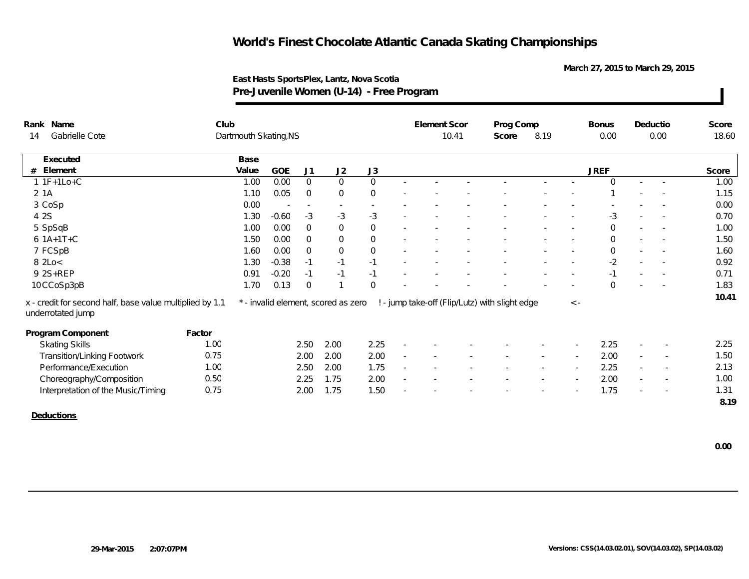# World's Finest Chocolate Atlantic Canada Skating Championships

March 27, 2015 to March 29, 2015

**East Hasts SportsPlex, Lantz, Nova Scotia**

**Pre-Juvenile Women (U-14) - Free Program**

| Rank | Name | Club | Element Scor | Prog Comp Score | Bonus | Deductio | Score |
|---|---|---|---|---|---|---|---|
| 14 | Gabrielle Cote | Dartmouth Skating,NS | 10.41 | 8.19 | 0.00 | 0.00 | 18.60 |

| # | Executed Element | Base Value | GOE | J1 | J2 | J3 | | | | | | | | JREF | | | Score |
|---|---|---|---|---|---|---|---|---|---|---|---|---|---|---|---|---|---|
| 1 | 1F+1Lo+C | 1.00 | 0.00 | 0 | 0 | 0 | - | - | - | - | - | - | - | 0 | - | - | 1.00 |
| 2 | 1A | 1.10 | 0.05 | 0 | 0 | 0 | - | - | - | - | - | - | - | 1 | - | - | 1.15 |
| 3 | CoSp | 0.00 | - | - | - | - | - | - | - | - | - | - | - | - | - | - | 0.00 |
| 4 | 2S | 1.30 | -0.60 | -3 | -3 | -3 | - | - | - | - | - | - | - | -3 | - | - | 0.70 |
| 5 | SpSqB | 1.00 | 0.00 | 0 | 0 | 0 | - | - | - | - | - | - | - | 0 | - | - | 1.00 |
| 6 | 1A+1T+C | 1.50 | 0.00 | 0 | 0 | 0 | - | - | - | - | - | - | - | 0 | - | - | 1.50 |
| 7 | FCSpB | 1.60 | 0.00 | 0 | 0 | 0 | - | - | - | - | - | - | - | 0 | - | - | 1.60 |
| 8 | 2Lo< | 1.30 | -0.38 | -1 | -1 | -1 | - | - | - | - | - | - | - | -2 | - | - | 0.92 |
| 9 | 2S+REP | 0.91 | -0.20 | -1 | -1 | -1 | - | - | - | - | - | - | - | -1 | - | - | 0.71 |
| 10 | CCoSp3pB | 1.70 | 0.13 | 0 | 1 | 0 | - | - | - | - | - | - | - | 0 | - | - | 1.83 |
| | | | | | | | | | | | | | | | | | 10.41 |

x - credit for second half, base value multiplied by 1.1 &nbsp;&nbsp; * - invalid element, scored as zero &nbsp;&nbsp; ! - jump take-off (Flip/Lutz) with slight edge &nbsp;&nbsp; < - underrotated jump

| Program Component | Factor | J1 | J2 | J3 | | | | | | | | JREF | | | Score |
|---|---|---|---|---|---|---|---|---|---|---|---|---|---|---|---|
| Skating Skills | 1.00 | 2.50 | 2.00 | 2.25 | - | - | - | - | - | - | - | 2.25 | - | - | 2.25 |
| Transition/Linking Footwork | 0.75 | 2.00 | 2.00 | 2.00 | - | - | - | - | - | - | - | 2.00 | - | - | 1.50 |
| Performance/Execution | 1.00 | 2.50 | 2.00 | 1.75 | - | - | - | - | - | - | - | 2.25 | - | - | 2.13 |
| Choreography/Composition | 0.50 | 2.25 | 1.75 | 2.00 | - | - | - | - | - | - | - | 2.00 | - | - | 1.00 |
| Interpretation of the Music/Timing | 0.75 | 2.00 | 1.75 | 1.50 | - | - | - | - | - | - | - | 1.75 | - | - | 1.31 |
| | | | | | | | | | | | | | | | 8.19 |

**Deductions**

0.00

29-Mar-2015 2:07:07PM

Versions: CSS(14.03.02.01), SOV(14.03.02), SP(14.03.02)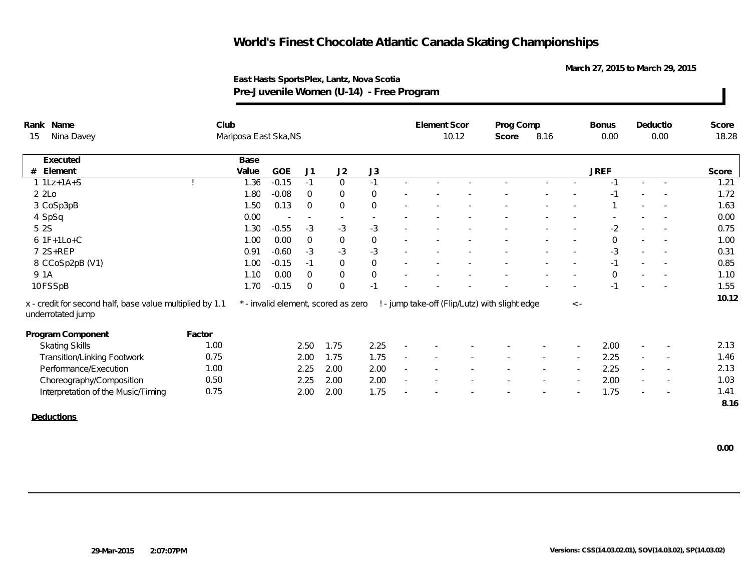# World's Finest Chocolate Atlantic Canada Skating Championships

March 27, 2015 to March 29, 2015

**East Hasts SportsPlex, Lantz, Nova Scotia**

**Pre-Juvenile Women (U-14) - Free Program**

| Rank | Name | Club | Element Scor | Prog Comp Score | Bonus | Deductio | Score |
|---|---|---|---|---|---|---|---|
| 15 | Nina Davey | Mariposa East Ska,NS | 10.12 | 8.16 | 0.00 | 0.00 | 18.28 |

| # | Executed Element | | Base Value | GOE | J1 | J2 | J3 | | | | | | | | JREF | | | Score |
|---|---|---|---|---|---|---|---|---|---|---|---|---|---|---|---|---|---|---|
| 1 | 1Lz+1A+S | ! | 1.36 | -0.15 | -1 | 0 | -1 | - | - | - | - | - | - | - | -1 | - | - | 1.21 |
| 2 | 2Lo | | 1.80 | -0.08 | 0 | 0 | 0 | - | - | - | - | - | - | - | -1 | - | - | 1.72 |
| 3 | CoSp3pB | | 1.50 | 0.13 | 0 | 0 | 0 | - | - | - | - | - | - | - | 1 | - | - | 1.63 |
| 4 | SpSq | | 0.00 | - | - | - | - | - | - | - | - | - | - | - | - | - | - | 0.00 |
| 5 | 2S | | 1.30 | -0.55 | -3 | -3 | -3 | - | - | - | - | - | - | - | -2 | - | - | 0.75 |
| 6 | 1F+1Lo+C | | 1.00 | 0.00 | 0 | 0 | 0 | - | - | - | - | - | - | - | 0 | - | - | 1.00 |
| 7 | 2S+REP | | 0.91 | -0.60 | -3 | -3 | -3 | - | - | - | - | - | - | - | -3 | - | - | 0.31 |
| 8 | CCoSp2pB (V1) | | 1.00 | -0.15 | -1 | 0 | 0 | - | - | - | - | - | - | - | -1 | - | - | 0.85 |
| 9 | 1A | | 1.10 | 0.00 | 0 | 0 | 0 | - | - | - | - | - | - | - | 0 | - | - | 1.10 |
| 10 | FSSpB | | 1.70 | -0.15 | 0 | 0 | -1 | - | - | - | - | - | - | - | -1 | - | - | 1.55 |
| | | | | | | | | | | | | | | | | | | 10.12 |

x - credit for second half, base value multiplied by 1.1 &nbsp;&nbsp; * - invalid element, scored as zero &nbsp;&nbsp; ! - jump take-off (Flip/Lutz) with slight edge &nbsp;&nbsp; <- underrotated jump

| Program Component | Factor | J1 | J2 | J3 | | | | | | | | JREF | | | Score |
|---|---|---|---|---|---|---|---|---|---|---|---|---|---|---|---|
| Skating Skills | 1.00 | 2.50 | 1.75 | 2.25 | - | - | - | - | - | - | - | 2.00 | - | - | 2.13 |
| Transition/Linking Footwork | 0.75 | 2.00 | 1.75 | 1.75 | - | - | - | - | - | - | - | 2.25 | - | - | 1.46 |
| Performance/Execution | 1.00 | 2.25 | 2.00 | 2.00 | - | - | - | - | - | - | - | 2.25 | - | - | 2.13 |
| Choreography/Composition | 0.50 | 2.25 | 2.00 | 2.00 | - | - | - | - | - | - | - | 2.00 | - | - | 1.03 |
| Interpretation of the Music/Timing | 0.75 | 2.00 | 2.00 | 1.75 | - | - | - | - | - | - | - | 1.75 | - | - | 1.41 |
| | | | | | | | | | | | | | | | 8.16 |

**Deductions**

0.00

29-Mar-2015 2:07:07PM

Versions: CSS(14.03.02.01), SOV(14.03.02), SP(14.03.02)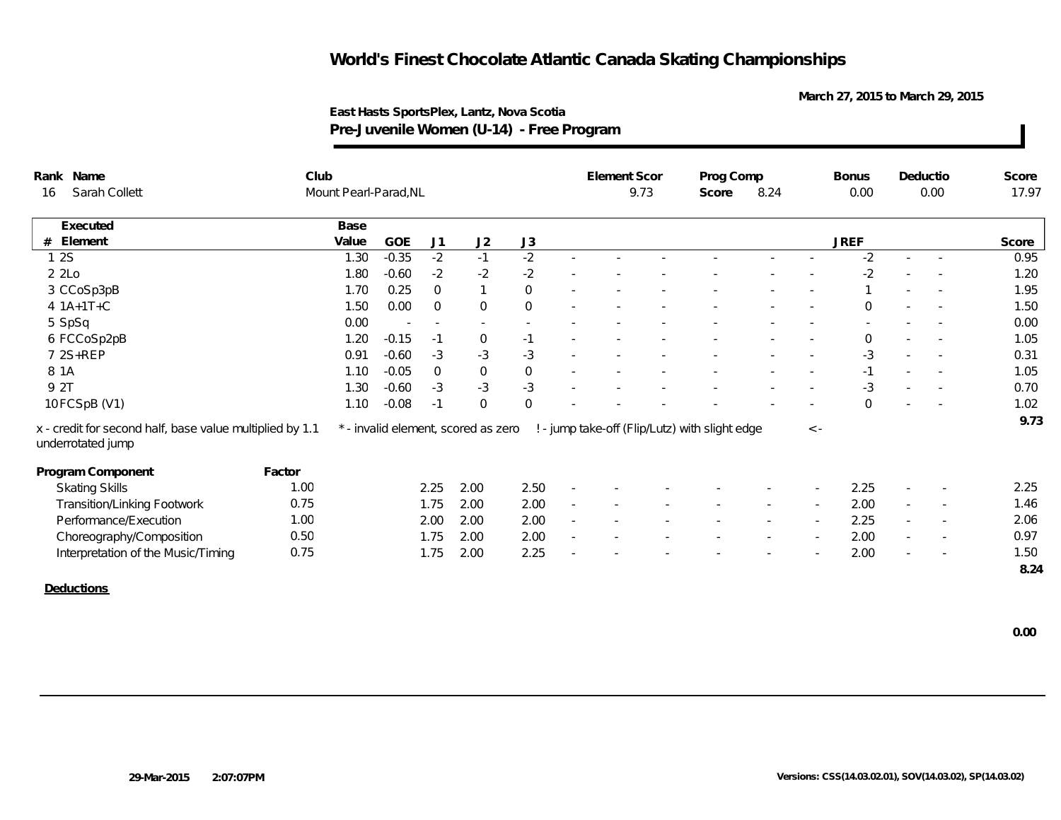# World's Finest Chocolate Atlantic Canada Skating Championships

March 27, 2015 to March 29, 2015

**East Hasts SportsPlex, Lantz, Nova Scotia**

**Pre-Juvenile Women (U-14) - Free Program**

| Rank | Name | Club | Element Scor | Prog Comp Score | Bonus | Deductio | Score |
|---|---|---|---|---|---|---|---|
| 16 | Sarah Collett | Mount Pearl-Parad,NL | 9.73 | 8.24 | 0.00 | 0.00 | 17.97 |

| # | Executed Element | Base Value | GOE | J1 | J2 | J3 | | | | | | | | JREF | | | Score |
|---|---|---|---|---|---|---|---|---|---|---|---|---|---|---|---|---|---|
| 1 | 2S | 1.30 | -0.35 | -2 | -1 | -2 | - | - | - | - | - | - | - | -2 | - | - | 0.95 |
| 2 | 2Lo | 1.80 | -0.60 | -2 | -2 | -2 | - | - | - | - | - | - | - | -2 | - | - | 1.20 |
| 3 | CCoSp3pB | 1.70 | 0.25 | 0 | 1 | 0 | - | - | - | - | - | - | - | 1 | - | - | 1.95 |
| 4 | 1A+1T+C | 1.50 | 0.00 | 0 | 0 | 0 | - | - | - | - | - | - | - | 0 | - | - | 1.50 |
| 5 | SpSq | 0.00 | - | - | - | - | - | - | - | - | - | - | - | - | - | - | 0.00 |
| 6 | FCCoSp2pB | 1.20 | -0.15 | -1 | 0 | -1 | - | - | - | - | - | - | - | 0 | - | - | 1.05 |
| 7 | 2S+REP | 0.91 | -0.60 | -3 | -3 | -3 | - | - | - | - | - | - | - | -3 | - | - | 0.31 |
| 8 | 1A | 1.10 | -0.05 | 0 | 0 | 0 | - | - | - | - | - | - | - | -1 | - | - | 1.05 |
| 9 | 2T | 1.30 | -0.60 | -3 | -3 | -3 | - | - | - | - | - | - | - | -3 | - | - | 0.70 |
| 10 | FCSpB (V1) | 1.10 | -0.08 | -1 | 0 | 0 | - | - | - | - | - | - | - | 0 | - | - | 1.02 |
| | | | | | | | | | | | | | | | | | 9.73 |

x - credit for second half, base value multiplied by 1.1 &nbsp;&nbsp; * - invalid element, scored as zero &nbsp;&nbsp; ! - jump take-off (Flip/Lutz) with slight edge &nbsp;&nbsp; <- underrotated jump

| Program Component | Factor | J1 | J2 | J3 | | | | | | | | JREF | | | Score |
|---|---|---|---|---|---|---|---|---|---|---|---|---|---|---|---|
| Skating Skills | 1.00 | 2.25 | 2.00 | 2.50 | - | - | - | - | - | - | - | 2.25 | - | - | 2.25 |
| Transition/Linking Footwork | 0.75 | 1.75 | 2.00 | 2.00 | - | - | - | - | - | - | - | 2.00 | - | - | 1.46 |
| Performance/Execution | 1.00 | 2.00 | 2.00 | 2.00 | - | - | - | - | - | - | - | 2.25 | - | - | 2.06 |
| Choreography/Composition | 0.50 | 1.75 | 2.00 | 2.00 | - | - | - | - | - | - | - | 2.00 | - | - | 0.97 |
| Interpretation of the Music/Timing | 0.75 | 1.75 | 2.00 | 2.25 | - | - | - | - | - | - | - | 2.00 | - | - | 1.50 |
| | | | | | | | | | | | | | | | 8.24 |

**Deductions**

0.00

29-Mar-2015 2:07:07PM

Versions: CSS(14.03.02.01), SOV(14.03.02), SP(14.03.02)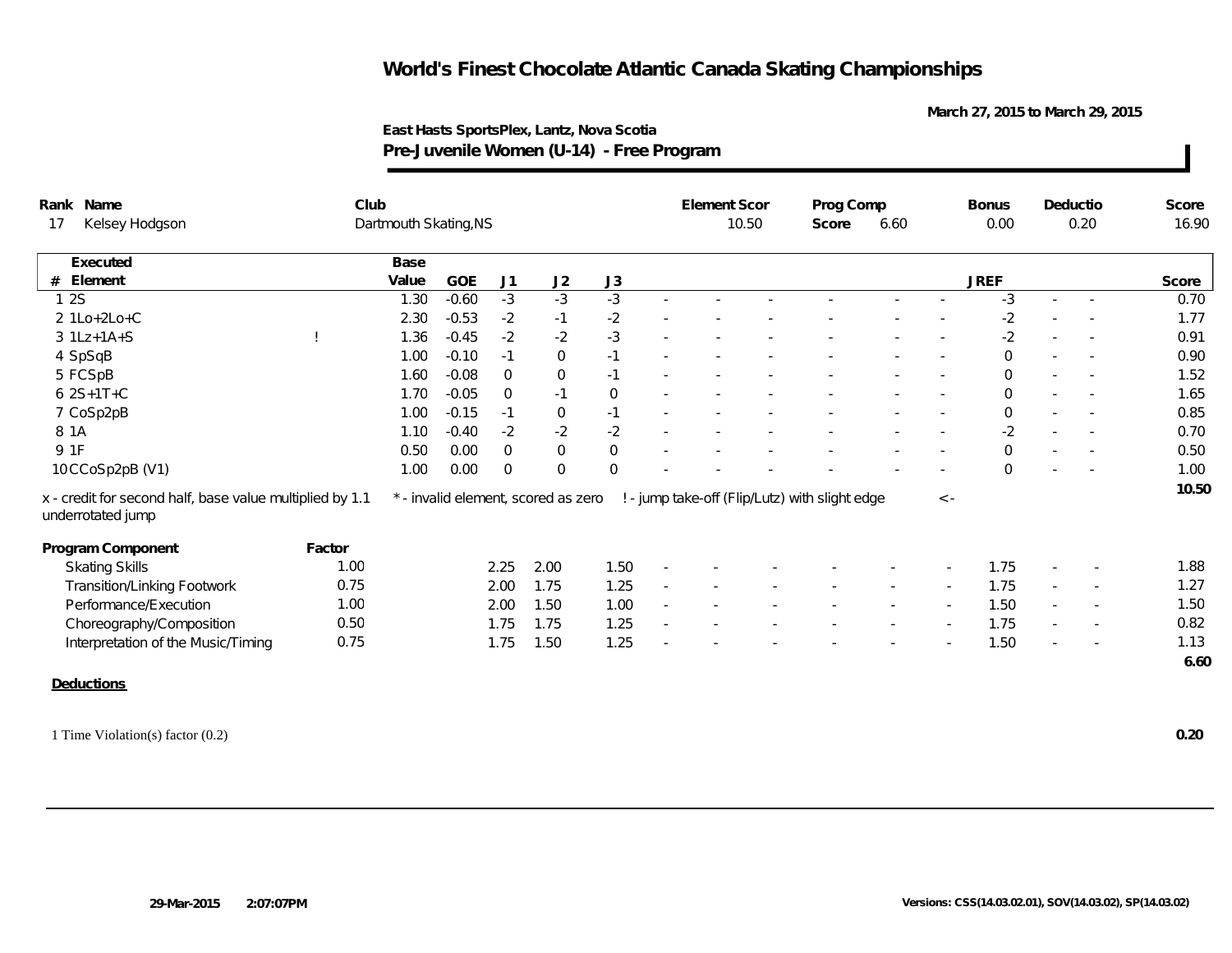# World's Finest Chocolate Atlantic Canada Skating Championships

March 27, 2015 to March 29, 2015

**East Hasts SportsPlex, Lantz, Nova Scotia**

**Pre-Juvenile Women (U-14) - Free Program**

| Rank | Name | Club | Element Score | Prog Comp Score | Bonus | Deduction | Score |
|---|---|---|---|---|---|---|---|
| 17 | Kelsey Hodgson | Dartmouth Skating,NS | 10.50 | 6.60 | 0.00 | 0.20 | 16.90 |

| # | Executed Element | | Base Value | GOE | J1 | J2 | J3 | | | | | | | JREF | | | Score |
|---|---|---|---|---|---|---|---|---|---|---|---|---|---|---|---|---|---|
| 1 | 2S | | 1.30 | -0.60 | -3 | -3 | -3 | - | - | - | - | - | - | -3 | - | - | 0.70 |
| 2 | 1Lo+2Lo+C | | 2.30 | -0.53 | -2 | -1 | -2 | - | - | - | - | - | - | -2 | - | - | 1.77 |
| 3 | 1Lz+1A+S | ! | 1.36 | -0.45 | -2 | -2 | -3 | - | - | - | - | - | - | -2 | - | - | 0.91 |
| 4 | SpSqB | | 1.00 | -0.10 | -1 | 0 | -1 | - | - | - | - | - | - | 0 | - | - | 0.90 |
| 5 | FCSpB | | 1.60 | -0.08 | 0 | 0 | -1 | - | - | - | - | - | - | 0 | - | - | 1.52 |
| 6 | 2S+1T+C | | 1.70 | -0.05 | 0 | -1 | 0 | - | - | - | - | - | - | 0 | - | - | 1.65 |
| 7 | CoSp2pB | | 1.00 | -0.15 | -1 | 0 | -1 | - | - | - | - | - | - | 0 | - | - | 0.85 |
| 8 | 1A | | 1.10 | -0.40 | -2 | -2 | -2 | - | - | - | - | - | - | -2 | - | - | 0.70 |
| 9 | 1F | | 0.50 | 0.00 | 0 | 0 | 0 | - | - | - | - | - | - | 0 | - | - | 0.50 |
| 10 | CCoSp2pB (V1) | | 1.00 | 0.00 | 0 | 0 | 0 | - | - | - | - | - | - | 0 | - | - | 1.00 |
| | | | | | | | | | | | | | | | | | 10.50 |

x - credit for second half, base value multiplied by 1.1 &nbsp; * - invalid element, scored as zero &nbsp; ! - jump take-off (Flip/Lutz) with slight edge &nbsp; < - underrotated jump

| Program Component | Factor | J1 | J2 | J3 | | | | | | | JREF | | | Score |
|---|---|---|---|---|---|---|---|---|---|---|---|---|---|---|
| Skating Skills | 1.00 | 2.25 | 2.00 | 1.50 | - | - | - | - | - | - | 1.75 | - | - | 1.88 |
| Transition/Linking Footwork | 0.75 | 2.00 | 1.75 | 1.25 | - | - | - | - | - | - | 1.75 | - | - | 1.27 |
| Performance/Execution | 1.00 | 2.00 | 1.50 | 1.00 | - | - | - | - | - | - | 1.50 | - | - | 1.50 |
| Choreography/Composition | 0.50 | 1.75 | 1.75 | 1.25 | - | - | - | - | - | - | 1.75 | - | - | 0.82 |
| Interpretation of the Music/Timing | 0.75 | 1.75 | 1.50 | 1.25 | - | - | - | - | - | - | 1.50 | - | - | 1.13 |
| | | | | | | | | | | | | | | 6.60 |

**Deductions**

| | |
|---|---|
| 1 Time Violation(s) factor (0.2) | 0.20 |

29-Mar-2015 2:07:07PM &nbsp; Versions: CSS(14.03.02.01), SOV(14.03.02), SP(14.03.02)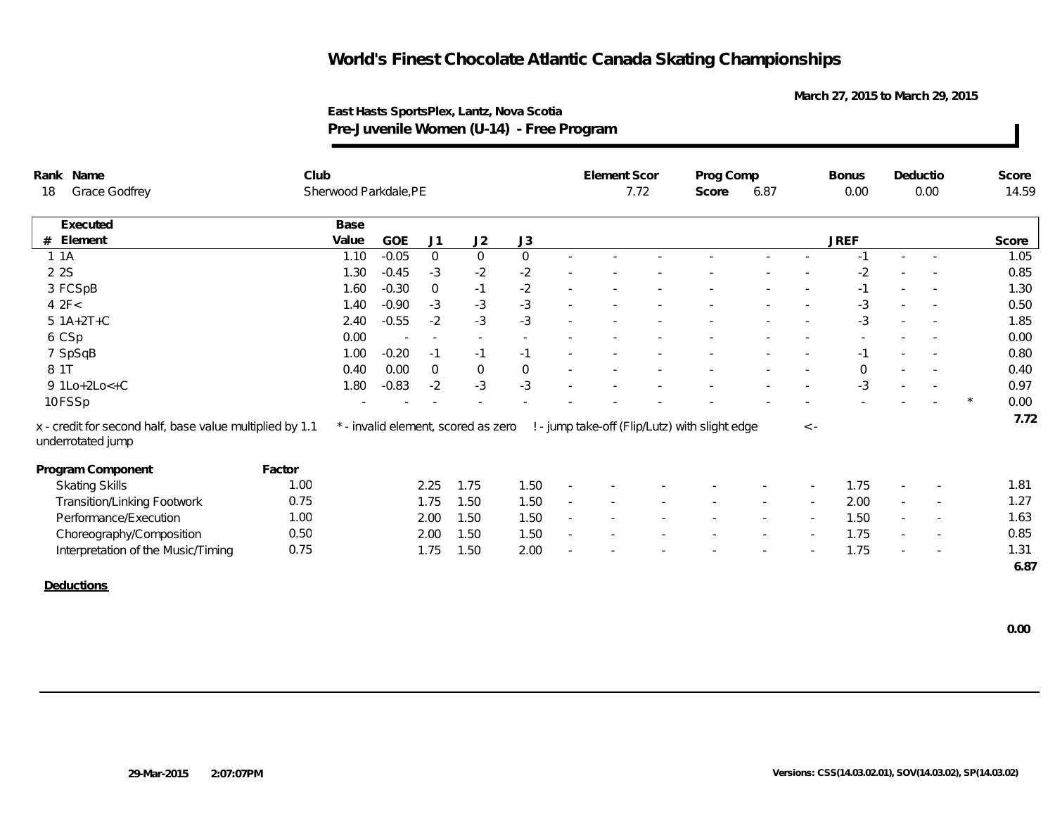# World's Finest Chocolate Atlantic Canada Skating Championships

March 27, 2015 to March 29, 2015

East Hasts SportsPlex, Lantz, Nova Scotia

**Pre-Juvenile Women (U-14) - Free Program**

| Rank | Name | Club | Element Scor | Prog Comp Score | Bonus | Deductio | Score |
|---|---|---|---|---|---|---|---|
| 18 | Grace Godfrey | Sherwood Parkdale,PE | 7.72 | 6.87 | 0.00 | 0.00 | 14.59 |

| # | Executed Element | Base Value | GOE | J1 | J2 | J3 | | | | | | | | JREF | | | | Score |
|---|---|---|---|---|---|---|---|---|---|---|---|---|---|---|---|---|---|---|
| 1 | 1A | 1.10 | -0.05 | 0 | 0 | 0 | - | - | - | - | - | - | - | -1 | - | - | | 1.05 |
| 2 | 2S | 1.30 | -0.45 | -3 | -2 | -2 | - | - | - | - | - | - | - | -2 | - | - | | 0.85 |
| 3 | FCSpB | 1.60 | -0.30 | 0 | -1 | -2 | - | - | - | - | - | - | - | -1 | - | - | | 1.30 |
| 4 | 2F< | 1.40 | -0.90 | -3 | -3 | -3 | - | - | - | - | - | - | - | -3 | - | - | | 0.50 |
| 5 | 1A+2T+C | 2.40 | -0.55 | -2 | -3 | -3 | - | - | - | - | - | - | - | -3 | - | - | | 1.85 |
| 6 | CSp | 0.00 | - | - | - | - | - | - | - | - | - | - | - | - | - | - | | 0.00 |
| 7 | SpSqB | 1.00 | -0.20 | -1 | -1 | -1 | - | - | - | - | - | - | - | -1 | - | - | | 0.80 |
| 8 | 1T | 0.40 | 0.00 | 0 | 0 | 0 | - | - | - | - | - | - | - | 0 | - | - | | 0.40 |
| 9 | 1Lo+2Lo<+C | 1.80 | -0.83 | -2 | -3 | -3 | - | - | - | - | - | - | - | -3 | - | - | | 0.97 |
| 10 | FSSp | - | - | - | - | - | - | - | - | - | - | - | - | - | - | - | * | 0.00 |
| | | | | | | | | | | | | | | | | | | 7.72 |

x - credit for second half, base value multiplied by 1.1 &nbsp;&nbsp; * - invalid element, scored as zero &nbsp;&nbsp; ! - jump take-off (Flip/Lutz) with slight edge &nbsp;&nbsp; <- underrotated jump

| Program Component | Factor | J1 | J2 | J3 | | | | | | | | JREF | | | Score |
|---|---|---|---|---|---|---|---|---|---|---|---|---|---|---|---|
| Skating Skills | 1.00 | 2.25 | 1.75 | 1.50 | - | - | - | - | - | - | - | 1.75 | - | - | 1.81 |
| Transition/Linking Footwork | 0.75 | 1.75 | 1.50 | 1.50 | - | - | - | - | - | - | - | 2.00 | - | - | 1.27 |
| Performance/Execution | 1.00 | 2.00 | 1.50 | 1.50 | - | - | - | - | - | - | - | 1.50 | - | - | 1.63 |
| Choreography/Composition | 0.50 | 2.00 | 1.50 | 1.50 | - | - | - | - | - | - | - | 1.75 | - | - | 0.85 |
| Interpretation of the Music/Timing | 0.75 | 1.75 | 1.50 | 2.00 | - | - | - | - | - | - | - | 1.75 | - | - | 1.31 |
| | | | | | | | | | | | | | | | 6.87 |

**Deductions**

0.00

29-Mar-2015 2:07:07PM

Versions: CSS(14.03.02.01), SOV(14.03.02), SP(14.03.02)